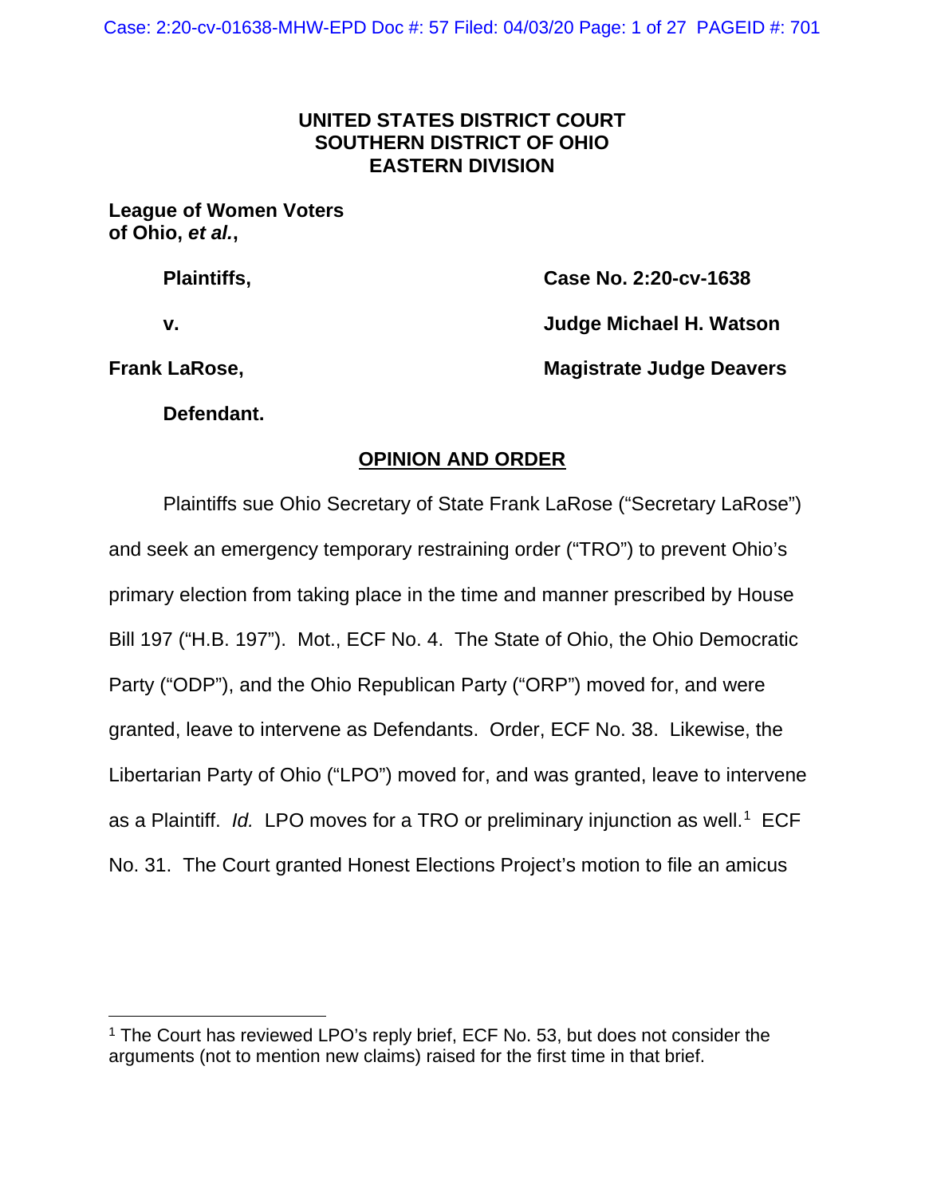**UNITED STATES DISTRICT COURT**
**SOUTHERN DISTRICT OF OHIO**
**EASTERN DIVISION**

**League of Women Voters of Ohio, *et al.*,**

**Plaintiffs,**

**v.**

**Frank LaRose,**

**Defendant.**

**Case No. 2:20-cv-1638**

**Judge Michael H. Watson**

**Magistrate Judge Deavers**

**OPINION AND ORDER**

Plaintiffs sue Ohio Secretary of State Frank LaRose ("Secretary LaRose") and seek an emergency temporary restraining order ("TRO") to prevent Ohio's primary election from taking place in the time and manner prescribed by House Bill 197 ("H.B. 197"). Mot., ECF No. 4. The State of Ohio, the Ohio Democratic Party ("ODP"), and the Ohio Republican Party ("ORP") moved for, and were granted, leave to intervene as Defendants. Order, ECF No. 38. Likewise, the Libertarian Party of Ohio ("LPO") moved for, and was granted, leave to intervene as a Plaintiff. *Id.* LPO moves for a TRO or preliminary injunction as well.[1] ECF No. 31. The Court granted Honest Elections Project's motion to file an amicus

[1] The Court has reviewed LPO's reply brief, ECF No. 53, but does not consider the arguments (not to mention new claims) raised for the first time in that brief.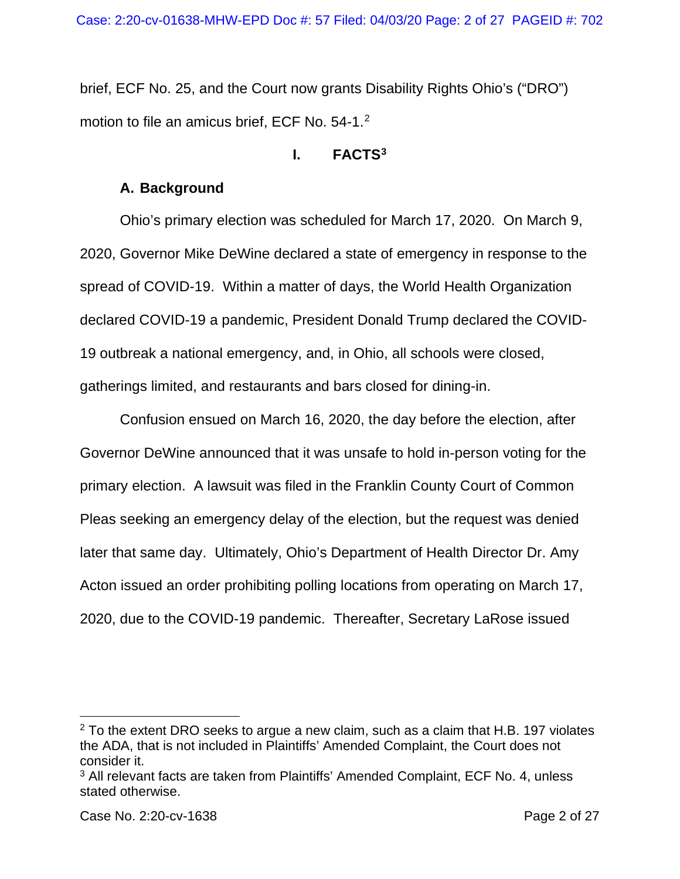brief, ECF No. 25, and the Court now grants Disability Rights Ohio's ("DRO") motion to file an amicus brief, ECF No. 54-1.[2]

## I. FACTS[3]

### A. Background

Ohio's primary election was scheduled for March 17, 2020. On March 9, 2020, Governor Mike DeWine declared a state of emergency in response to the spread of COVID-19. Within a matter of days, the World Health Organization declared COVID-19 a pandemic, President Donald Trump declared the COVID-19 outbreak a national emergency, and, in Ohio, all schools were closed, gatherings limited, and restaurants and bars closed for dining-in.

Confusion ensued on March 16, 2020, the day before the election, after Governor DeWine announced that it was unsafe to hold in-person voting for the primary election. A lawsuit was filed in the Franklin County Court of Common Pleas seeking an emergency delay of the election, but the request was denied later that same day. Ultimately, Ohio's Department of Health Director Dr. Amy Acton issued an order prohibiting polling locations from operating on March 17, 2020, due to the COVID-19 pandemic. Thereafter, Secretary LaRose issued

---

[2] To the extent DRO seeks to argue a new claim, such as a claim that H.B. 197 violates the ADA, that is not included in Plaintiffs' Amended Complaint, the Court does not consider it.

[3] All relevant facts are taken from Plaintiffs' Amended Complaint, ECF No. 4, unless stated otherwise.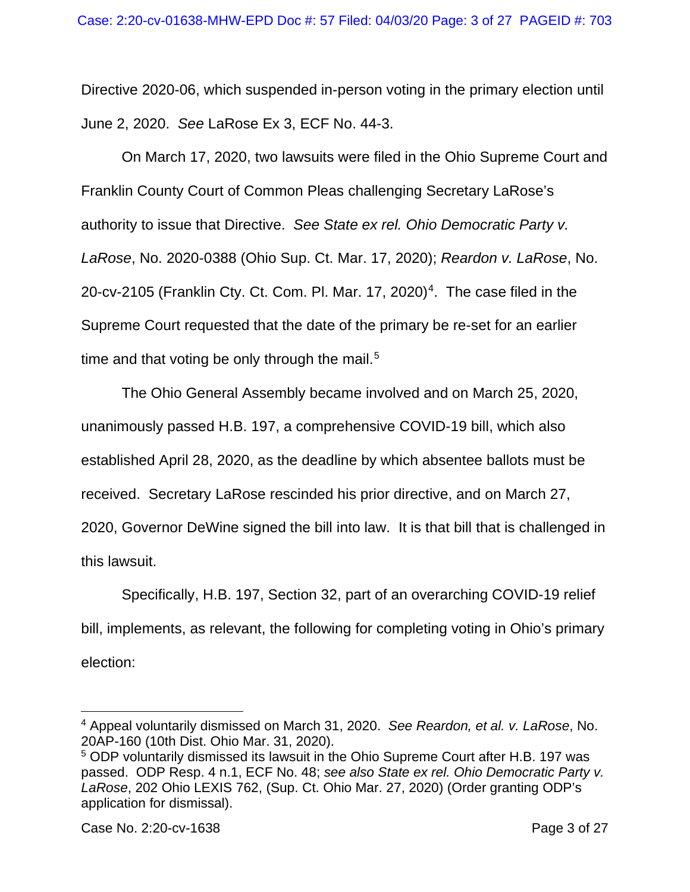Directive 2020-06, which suspended in-person voting in the primary election until June 2, 2020. *See* LaRose Ex 3, ECF No. 44-3.

On March 17, 2020, two lawsuits were filed in the Ohio Supreme Court and Franklin County Court of Common Pleas challenging Secretary LaRose's authority to issue that Directive. *See State ex rel. Ohio Democratic Party v. LaRose*, No. 2020-0388 (Ohio Sup. Ct. Mar. 17, 2020); *Reardon v. LaRose*, No. 20-cv-2105 (Franklin Cty. Ct. Com. Pl. Mar. 17, 2020)[4]. The case filed in the Supreme Court requested that the date of the primary be re-set for an earlier time and that voting be only through the mail.[5]

The Ohio General Assembly became involved and on March 25, 2020, unanimously passed H.B. 197, a comprehensive COVID-19 bill, which also established April 28, 2020, as the deadline by which absentee ballots must be received. Secretary LaRose rescinded his prior directive, and on March 27, 2020, Governor DeWine signed the bill into law. It is that bill that is challenged in this lawsuit.

Specifically, H.B. 197, Section 32, part of an overarching COVID-19 relief bill, implements, as relevant, the following for completing voting in Ohio's primary election:

---

[4] Appeal voluntarily dismissed on March 31, 2020. *See Reardon, et al. v. LaRose*, No. 20AP-160 (10th Dist. Ohio Mar. 31, 2020).

[5] ODP voluntarily dismissed its lawsuit in the Ohio Supreme Court after H.B. 197 was passed. ODP Resp. 4 n.1, ECF No. 48; *see also State ex rel. Ohio Democratic Party v. LaRose*, 202 Ohio LEXIS 762, (Sup. Ct. Ohio Mar. 27, 2020) (Order granting ODP's application for dismissal).

Case No. 2:20-cv-1638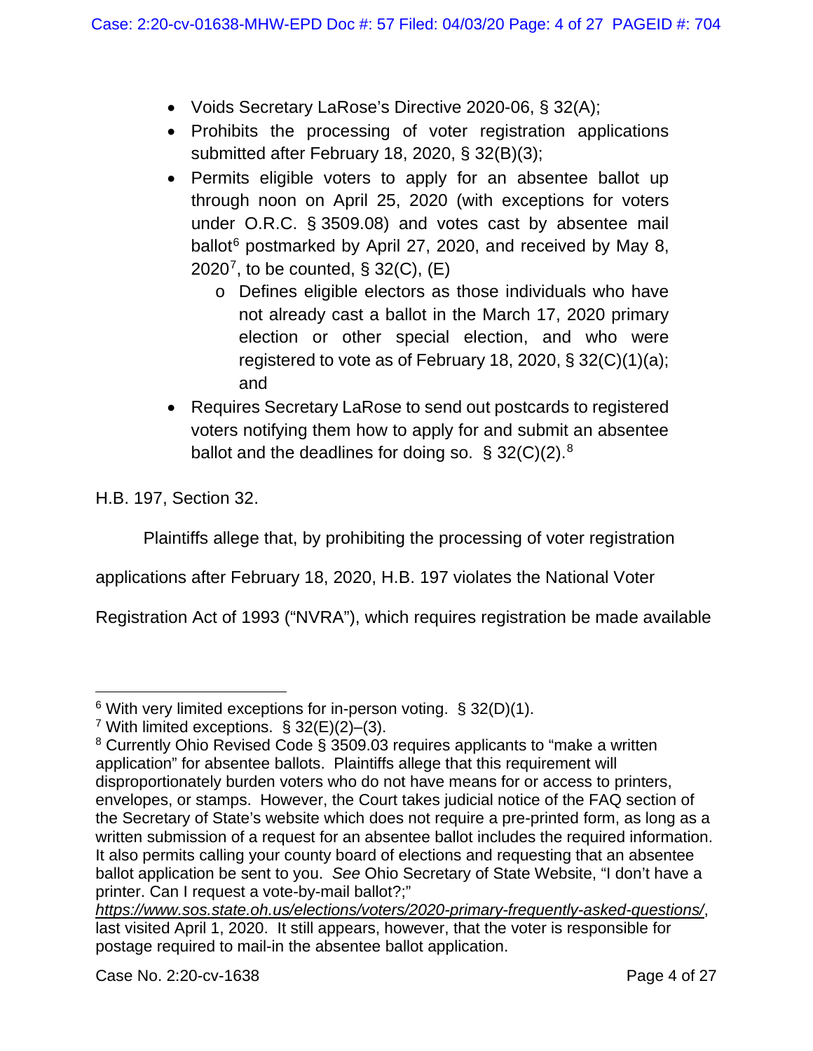- Voids Secretary LaRose's Directive 2020-06, § 32(A);
- Prohibits the processing of voter registration applications submitted after February 18, 2020, § 32(B)(3);
- Permits eligible voters to apply for an absentee ballot up through noon on April 25, 2020 (with exceptions for voters under O.R.C. § 3509.08) and votes cast by absentee mail ballot[6] postmarked by April 27, 2020, and received by May 8, 2020[7], to be counted, § 32(C), (E)
  - Defines eligible electors as those individuals who have not already cast a ballot in the March 17, 2020 primary election or other special election, and who were registered to vote as of February 18, 2020, § 32(C)(1)(a); and
- Requires Secretary LaRose to send out postcards to registered voters notifying them how to apply for and submit an absentee ballot and the deadlines for doing so. § 32(C)(2).[8]

H.B. 197, Section 32.

Plaintiffs allege that, by prohibiting the processing of voter registration applications after February 18, 2020, H.B. 197 violates the National Voter Registration Act of 1993 ("NVRA"), which requires registration be made available

---

[6] With very limited exceptions for in-person voting. § 32(D)(1).

[7] With limited exceptions. § 32(E)(2)–(3).

[8] Currently Ohio Revised Code § 3509.03 requires applicants to "make a written application" for absentee ballots. Plaintiffs allege that this requirement will disproportionately burden voters who do not have means for or access to printers, envelopes, or stamps. However, the Court takes judicial notice of the FAQ section of the Secretary of State's website which does not require a pre-printed form, as long as a written submission of a request for an absentee ballot includes the required information. It also permits calling your county board of elections and requesting that an absentee ballot application be sent to you. *See* Ohio Secretary of State Website, "I don't have a printer. Can I request a vote-by-mail ballot?;" *https://www.sos.state.oh.us/elections/voters/2020-primary-frequently-asked-questions/*, last visited April 1, 2020. It still appears, however, that the voter is responsible for postage required to mail-in the absentee ballot application.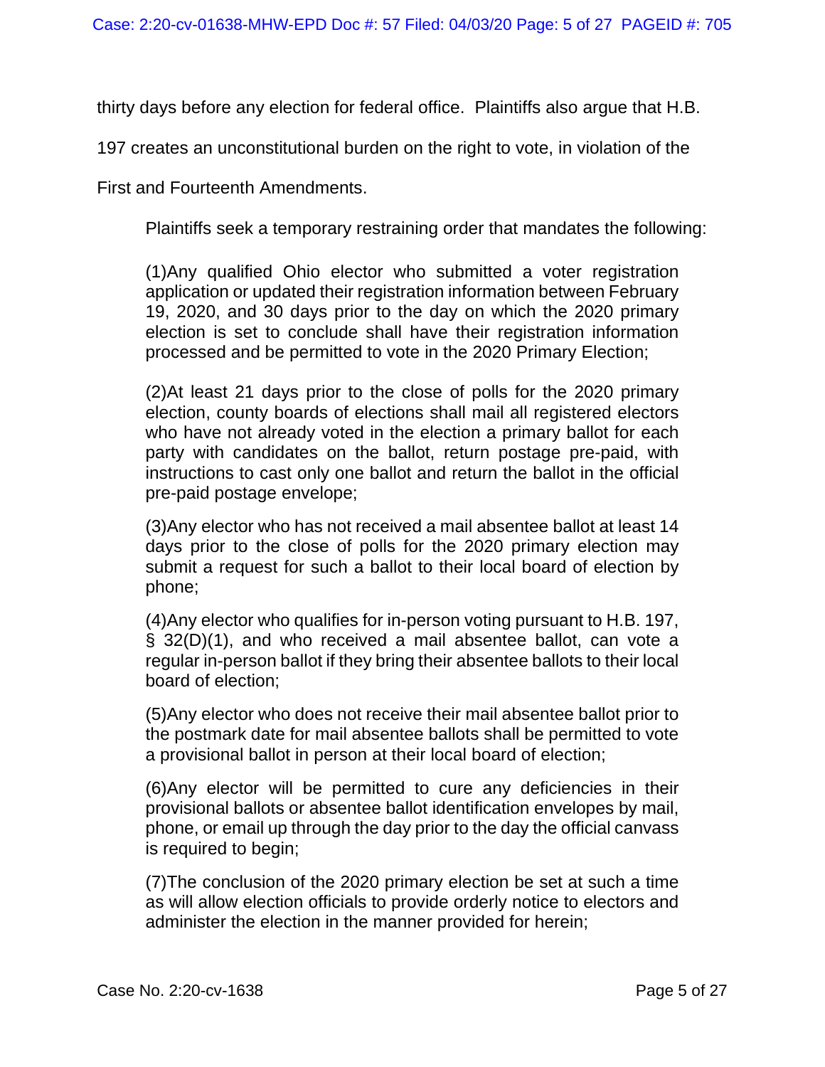thirty days before any election for federal office. Plaintiffs also argue that H.B. 197 creates an unconstitutional burden on the right to vote, in violation of the First and Fourteenth Amendments.

Plaintiffs seek a temporary restraining order that mandates the following:

> (1)Any qualified Ohio elector who submitted a voter registration application or updated their registration information between February 19, 2020, and 30 days prior to the day on which the 2020 primary election is set to conclude shall have their registration information processed and be permitted to vote in the 2020 Primary Election;
>
> (2)At least 21 days prior to the close of polls for the 2020 primary election, county boards of elections shall mail all registered electors who have not already voted in the election a primary ballot for each party with candidates on the ballot, return postage pre-paid, with instructions to cast only one ballot and return the ballot in the official pre-paid postage envelope;
>
> (3)Any elector who has not received a mail absentee ballot at least 14 days prior to the close of polls for the 2020 primary election may submit a request for such a ballot to their local board of election by phone;
>
> (4)Any elector who qualifies for in-person voting pursuant to H.B. 197, § 32(D)(1), and who received a mail absentee ballot, can vote a regular in-person ballot if they bring their absentee ballots to their local board of election;
>
> (5)Any elector who does not receive their mail absentee ballot prior to the postmark date for mail absentee ballots shall be permitted to vote a provisional ballot in person at their local board of election;
>
> (6)Any elector will be permitted to cure any deficiencies in their provisional ballots or absentee ballot identification envelopes by mail, phone, or email up through the day prior to the day the official canvass is required to begin;
>
> (7)The conclusion of the 2020 primary election be set at such a time as will allow election officials to provide orderly notice to electors and administer the election in the manner provided for herein;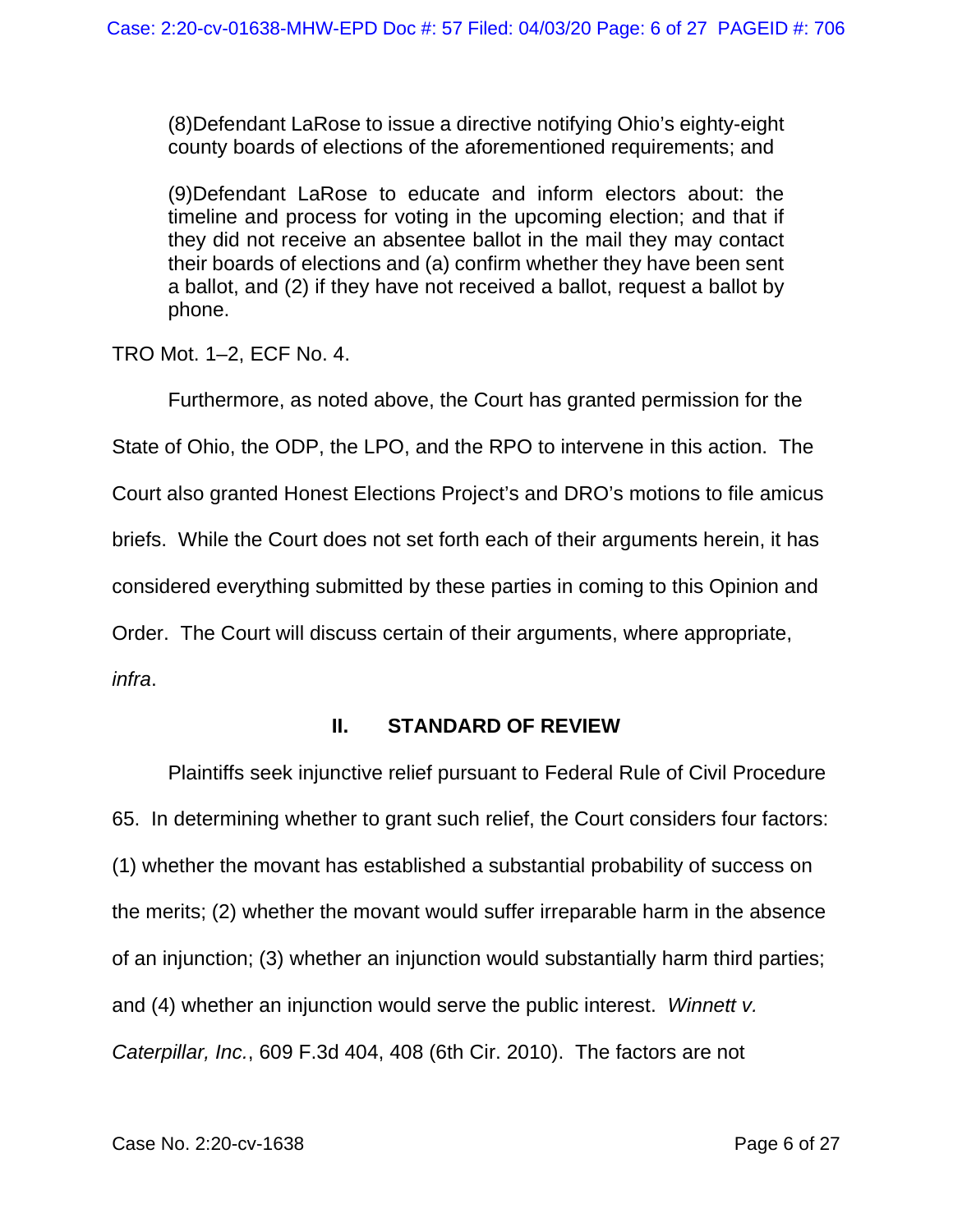> (8)Defendant LaRose to issue a directive notifying Ohio's eighty-eight county boards of elections of the aforementioned requirements; and
>
> (9)Defendant LaRose to educate and inform electors about: the timeline and process for voting in the upcoming election; and that if they did not receive an absentee ballot in the mail they may contact their boards of elections and (a) confirm whether they have been sent a ballot, and (2) if they have not received a ballot, request a ballot by phone.

TRO Mot. 1–2, ECF No. 4.

Furthermore, as noted above, the Court has granted permission for the State of Ohio, the ODP, the LPO, and the RPO to intervene in this action. The Court also granted Honest Elections Project's and DRO's motions to file amicus briefs. While the Court does not set forth each of their arguments herein, it has considered everything submitted by these parties in coming to this Opinion and Order. The Court will discuss certain of their arguments, where appropriate, *infra*.

## II. STANDARD OF REVIEW

Plaintiffs seek injunctive relief pursuant to Federal Rule of Civil Procedure 65. In determining whether to grant such relief, the Court considers four factors: (1) whether the movant has established a substantial probability of success on the merits; (2) whether the movant would suffer irreparable harm in the absence of an injunction; (3) whether an injunction would substantially harm third parties; and (4) whether an injunction would serve the public interest. *Winnett v. Caterpillar, Inc.*, 609 F.3d 404, 408 (6th Cir. 2010). The factors are not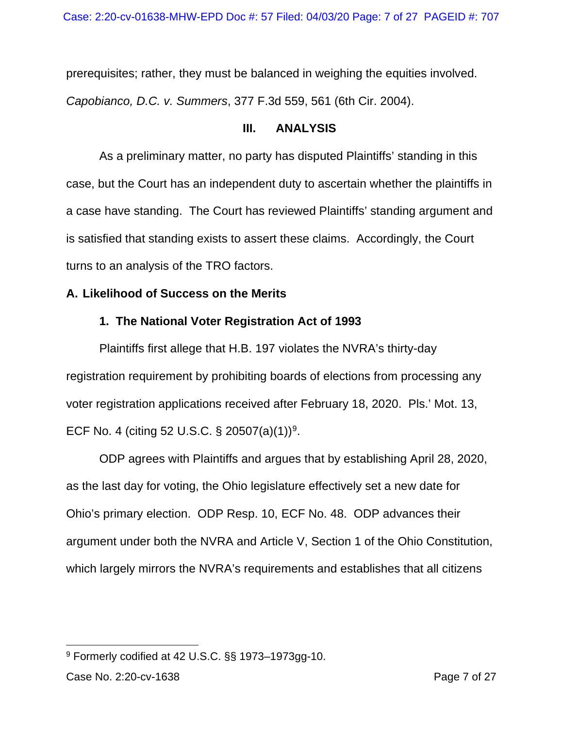prerequisites; rather, they must be balanced in weighing the equities involved. *Capobianco, D.C. v. Summers*, 377 F.3d 559, 561 (6th Cir. 2004).

## III. ANALYSIS

As a preliminary matter, no party has disputed Plaintiffs' standing in this case, but the Court has an independent duty to ascertain whether the plaintiffs in a case have standing. The Court has reviewed Plaintiffs' standing argument and is satisfied that standing exists to assert these claims. Accordingly, the Court turns to an analysis of the TRO factors.

### A. Likelihood of Success on the Merits

#### 1. The National Voter Registration Act of 1993

Plaintiffs first allege that H.B. 197 violates the NVRA's thirty-day registration requirement by prohibiting boards of elections from processing any voter registration applications received after February 18, 2020. Pls.' Mot. 13, ECF No. 4 (citing 52 U.S.C. § 20507(a)(1))[9].

ODP agrees with Plaintiffs and argues that by establishing April 28, 2020, as the last day for voting, the Ohio legislature effectively set a new date for Ohio's primary election. ODP Resp. 10, ECF No. 48. ODP advances their argument under both the NVRA and Article V, Section 1 of the Ohio Constitution, which largely mirrors the NVRA's requirements and establishes that all citizens

---

[9] Formerly codified at 42 U.S.C. §§ 1973–1973gg-10.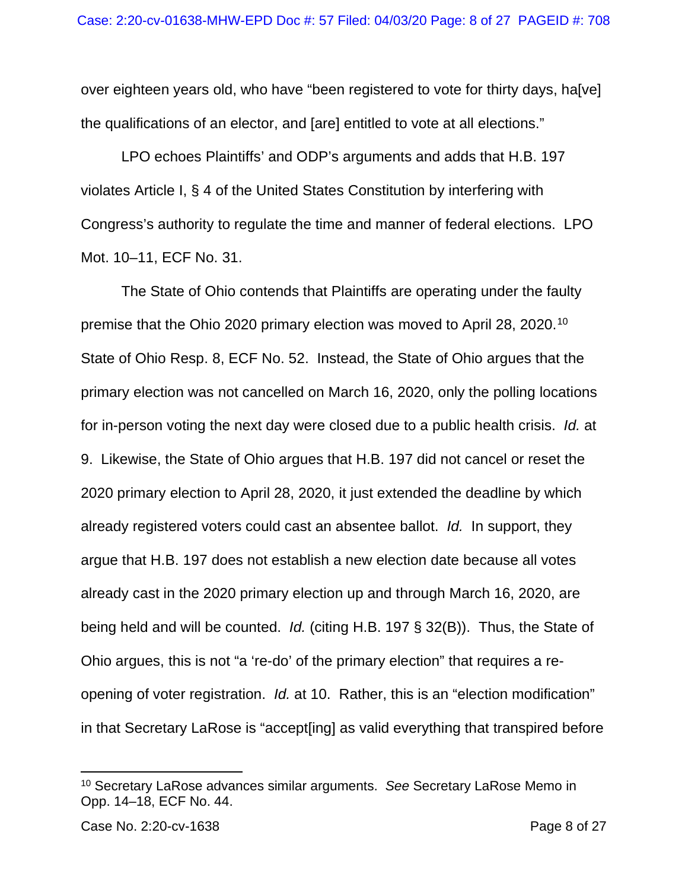over eighteen years old, who have "been registered to vote for thirty days, ha[ve] the qualifications of an elector, and [are] entitled to vote at all elections."

LPO echoes Plaintiffs' and ODP's arguments and adds that H.B. 197 violates Article I, § 4 of the United States Constitution by interfering with Congress's authority to regulate the time and manner of federal elections. LPO Mot. 10–11, ECF No. 31.

The State of Ohio contends that Plaintiffs are operating under the faulty premise that the Ohio 2020 primary election was moved to April 28, 2020.[10] State of Ohio Resp. 8, ECF No. 52. Instead, the State of Ohio argues that the primary election was not cancelled on March 16, 2020, only the polling locations for in-person voting the next day were closed due to a public health crisis. *Id.* at 9. Likewise, the State of Ohio argues that H.B. 197 did not cancel or reset the 2020 primary election to April 28, 2020, it just extended the deadline by which already registered voters could cast an absentee ballot. *Id.* In support, they argue that H.B. 197 does not establish a new election date because all votes already cast in the 2020 primary election up and through March 16, 2020, are being held and will be counted. *Id.* (citing H.B. 197 § 32(B)). Thus, the State of Ohio argues, this is not "a 're-do' of the primary election" that requires a re-opening of voter registration. *Id.* at 10. Rather, this is an "election modification" in that Secretary LaRose is "accept[ing] as valid everything that transpired before

[10] Secretary LaRose advances similar arguments. *See* Secretary LaRose Memo in Opp. 14–18, ECF No. 44.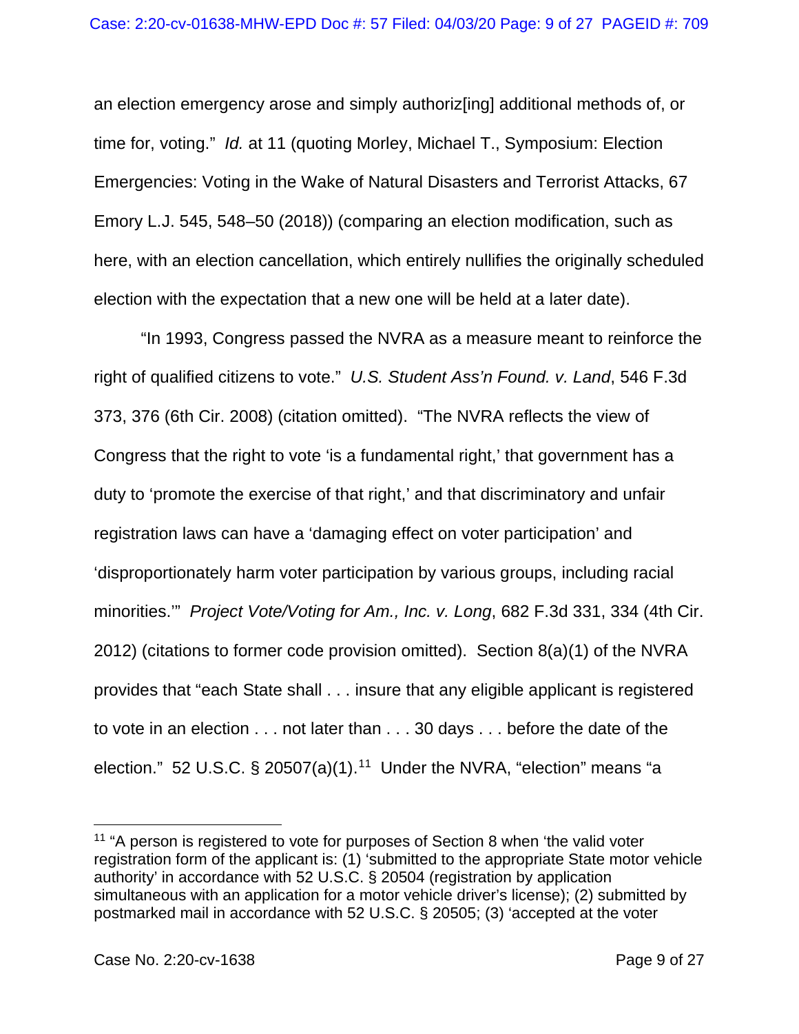an election emergency arose and simply authoriz[ing] additional methods of, or time for, voting." *Id.* at 11 (quoting Morley, Michael T., Symposium: Election Emergencies: Voting in the Wake of Natural Disasters and Terrorist Attacks, 67 Emory L.J. 545, 548–50 (2018)) (comparing an election modification, such as here, with an election cancellation, which entirely nullifies the originally scheduled election with the expectation that a new one will be held at a later date).

"In 1993, Congress passed the NVRA as a measure meant to reinforce the right of qualified citizens to vote." *U.S. Student Ass'n Found. v. Land*, 546 F.3d 373, 376 (6th Cir. 2008) (citation omitted). "The NVRA reflects the view of Congress that the right to vote 'is a fundamental right,' that government has a duty to 'promote the exercise of that right,' and that discriminatory and unfair registration laws can have a 'damaging effect on voter participation' and 'disproportionately harm voter participation by various groups, including racial minorities.'" *Project Vote/Voting for Am., Inc. v. Long*, 682 F.3d 331, 334 (4th Cir. 2012) (citations to former code provision omitted). Section 8(a)(1) of the NVRA provides that "each State shall . . . insure that any eligible applicant is registered to vote in an election . . . not later than . . . 30 days . . . before the date of the election." 52 U.S.C. § 20507(a)(1).[11] Under the NVRA, "election" means "a

[11] "A person is registered to vote for purposes of Section 8 when 'the valid voter registration form of the applicant is: (1) 'submitted to the appropriate State motor vehicle authority' in accordance with 52 U.S.C. § 20504 (registration by application simultaneous with an application for a motor vehicle driver's license); (2) submitted by postmarked mail in accordance with 52 U.S.C. § 20505; (3) 'accepted at the voter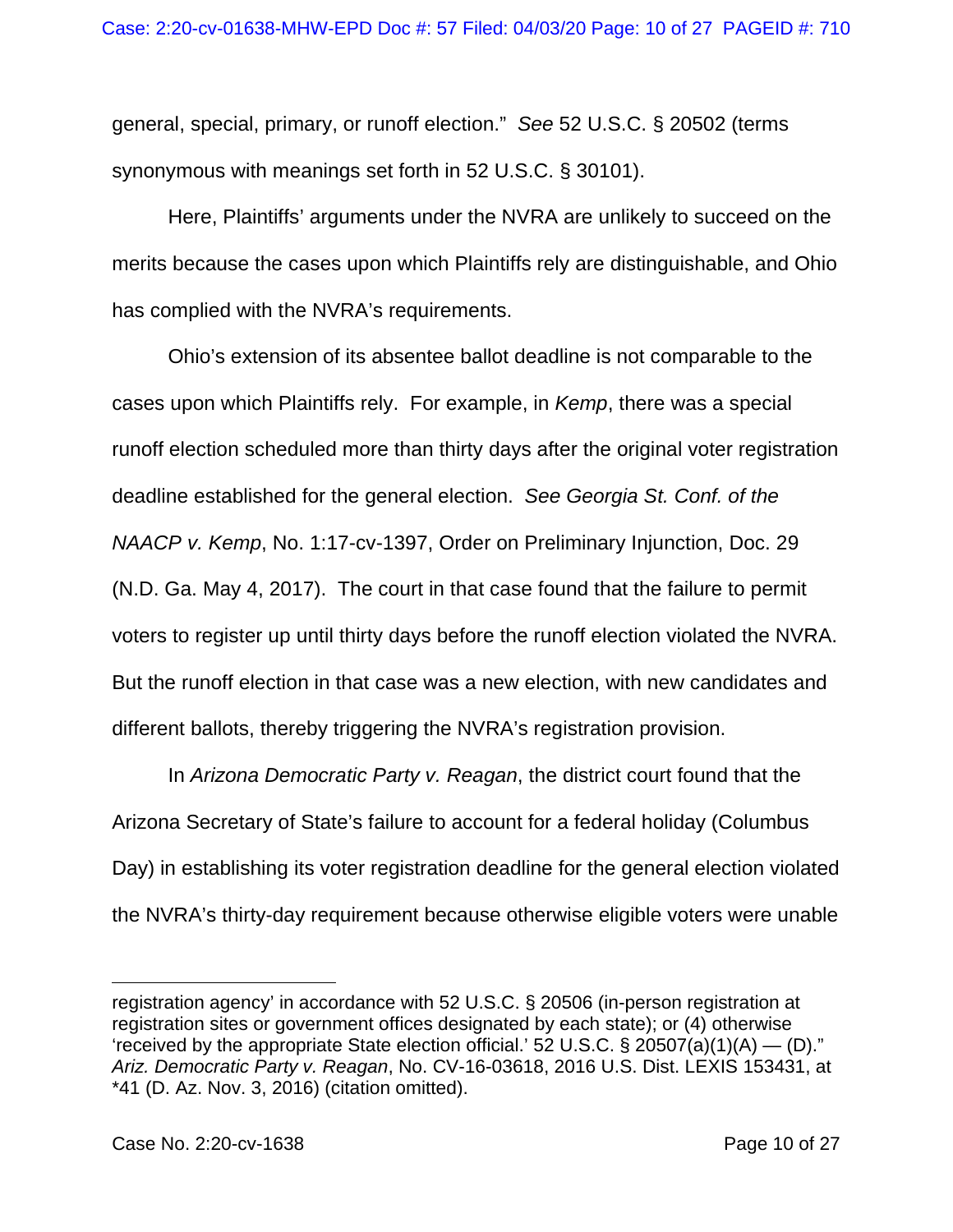general, special, primary, or runoff election." *See* 52 U.S.C. § 20502 (terms synonymous with meanings set forth in 52 U.S.C. § 30101).

Here, Plaintiffs' arguments under the NVRA are unlikely to succeed on the merits because the cases upon which Plaintiffs rely are distinguishable, and Ohio has complied with the NVRA's requirements.

Ohio's extension of its absentee ballot deadline is not comparable to the cases upon which Plaintiffs rely. For example, in *Kemp*, there was a special runoff election scheduled more than thirty days after the original voter registration deadline established for the general election. *See Georgia St. Conf. of the NAACP v. Kemp*, No. 1:17-cv-1397, Order on Preliminary Injunction, Doc. 29 (N.D. Ga. May 4, 2017). The court in that case found that the failure to permit voters to register up until thirty days before the runoff election violated the NVRA. But the runoff election in that case was a new election, with new candidates and different ballots, thereby triggering the NVRA's registration provision.

In *Arizona Democratic Party v. Reagan*, the district court found that the Arizona Secretary of State's failure to account for a federal holiday (Columbus Day) in establishing its voter registration deadline for the general election violated the NVRA's thirty-day requirement because otherwise eligible voters were unable

---

registration agency' in accordance with 52 U.S.C. § 20506 (in-person registration at registration sites or government offices designated by each state); or (4) otherwise 'received by the appropriate State election official.' 52 U.S.C. § 20507(a)(1)(A) — (D)." *Ariz. Democratic Party v. Reagan*, No. CV-16-03618, 2016 U.S. Dist. LEXIS 153431, at *41 (D. Az. Nov. 3, 2016) (citation omitted).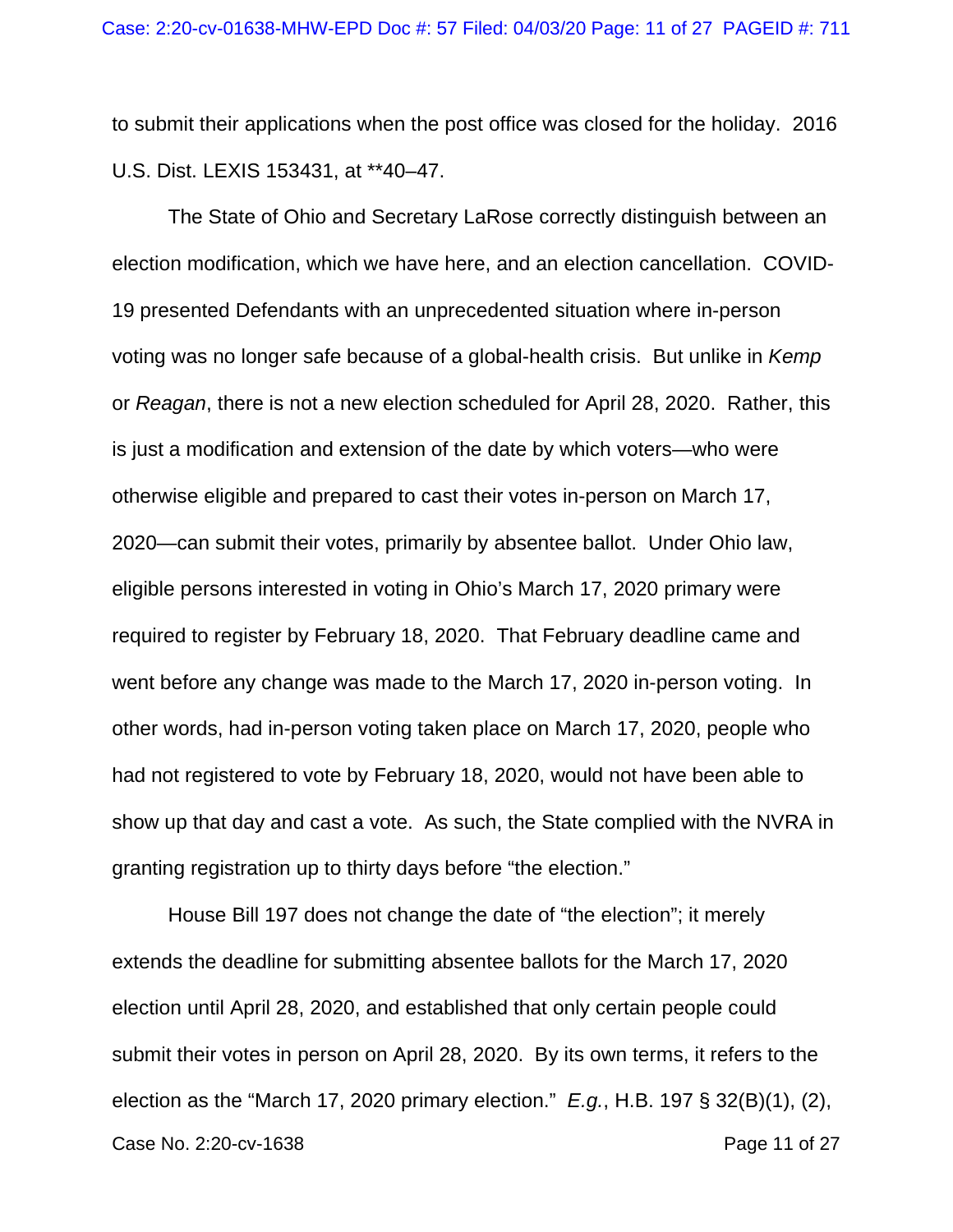to submit their applications when the post office was closed for the holiday. 2016 U.S. Dist. LEXIS 153431, at **40–47.

The State of Ohio and Secretary LaRose correctly distinguish between an election modification, which we have here, and an election cancellation. COVID-19 presented Defendants with an unprecedented situation where in-person voting was no longer safe because of a global-health crisis. But unlike in *Kemp* or *Reagan*, there is not a new election scheduled for April 28, 2020. Rather, this is just a modification and extension of the date by which voters—who were otherwise eligible and prepared to cast their votes in-person on March 17, 2020—can submit their votes, primarily by absentee ballot. Under Ohio law, eligible persons interested in voting in Ohio's March 17, 2020 primary were required to register by February 18, 2020. That February deadline came and went before any change was made to the March 17, 2020 in-person voting. In other words, had in-person voting taken place on March 17, 2020, people who had not registered to vote by February 18, 2020, would not have been able to show up that day and cast a vote. As such, the State complied with the NVRA in granting registration up to thirty days before "the election."

House Bill 197 does not change the date of "the election"; it merely extends the deadline for submitting absentee ballots for the March 17, 2020 election until April 28, 2020, and established that only certain people could submit their votes in person on April 28, 2020. By its own terms, it refers to the election as the "March 17, 2020 primary election." *E.g.*, H.B. 197 § 32(B)(1), (2),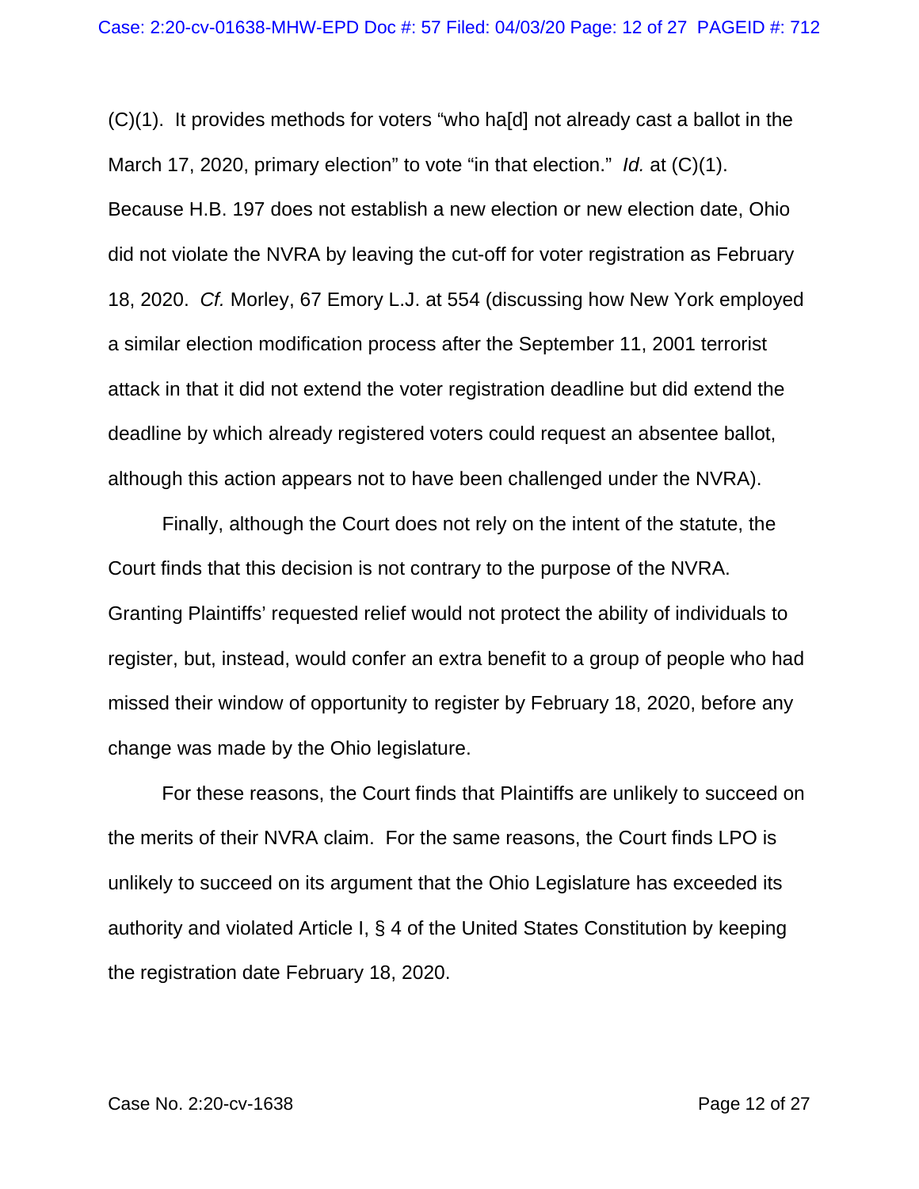(C)(1). It provides methods for voters "who ha[d] not already cast a ballot in the March 17, 2020, primary election" to vote "in that election." *Id.* at (C)(1). Because H.B. 197 does not establish a new election or new election date, Ohio did not violate the NVRA by leaving the cut-off for voter registration as February 18, 2020. *Cf.* Morley, 67 Emory L.J. at 554 (discussing how New York employed a similar election modification process after the September 11, 2001 terrorist attack in that it did not extend the voter registration deadline but did extend the deadline by which already registered voters could request an absentee ballot, although this action appears not to have been challenged under the NVRA).

Finally, although the Court does not rely on the intent of the statute, the Court finds that this decision is not contrary to the purpose of the NVRA. Granting Plaintiffs' requested relief would not protect the ability of individuals to register, but, instead, would confer an extra benefit to a group of people who had missed their window of opportunity to register by February 18, 2020, before any change was made by the Ohio legislature.

For these reasons, the Court finds that Plaintiffs are unlikely to succeed on the merits of their NVRA claim. For the same reasons, the Court finds LPO is unlikely to succeed on its argument that the Ohio Legislature has exceeded its authority and violated Article I, § 4 of the United States Constitution by keeping the registration date February 18, 2020.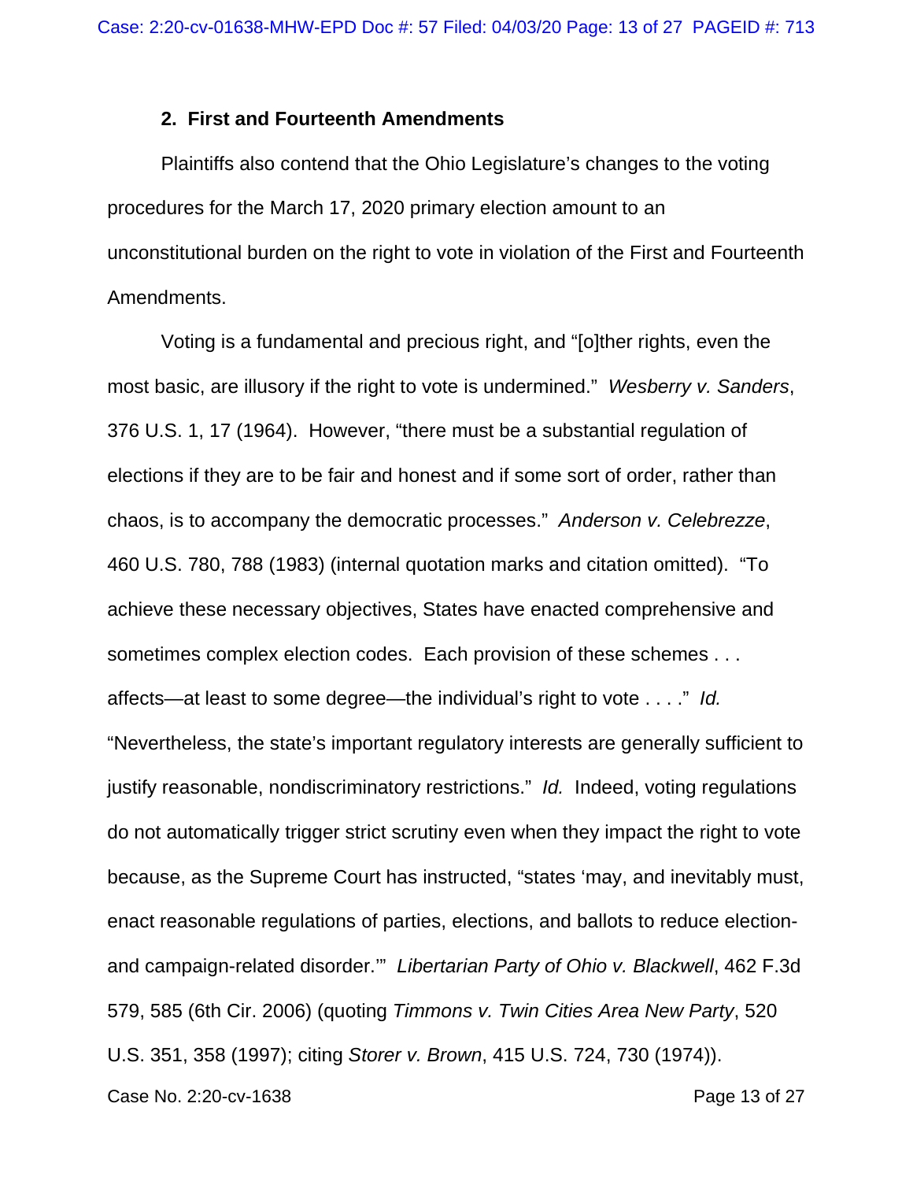### 2. First and Fourteenth Amendments

Plaintiffs also contend that the Ohio Legislature's changes to the voting procedures for the March 17, 2020 primary election amount to an unconstitutional burden on the right to vote in violation of the First and Fourteenth Amendments.

Voting is a fundamental and precious right, and "[o]ther rights, even the most basic, are illusory if the right to vote is undermined." *Wesberry v. Sanders*, 376 U.S. 1, 17 (1964). However, "there must be a substantial regulation of elections if they are to be fair and honest and if some sort of order, rather than chaos, is to accompany the democratic processes." *Anderson v. Celebrezze*, 460 U.S. 780, 788 (1983) (internal quotation marks and citation omitted). "To achieve these necessary objectives, States have enacted comprehensive and sometimes complex election codes. Each provision of these schemes . . . affects—at least to some degree—the individual's right to vote . . . ." *Id.* "Nevertheless, the state's important regulatory interests are generally sufficient to justify reasonable, nondiscriminatory restrictions." *Id.* Indeed, voting regulations do not automatically trigger strict scrutiny even when they impact the right to vote because, as the Supreme Court has instructed, "states 'may, and inevitably must, enact reasonable regulations of parties, elections, and ballots to reduce election- and campaign-related disorder.'" *Libertarian Party of Ohio v. Blackwell*, 462 F.3d 579, 585 (6th Cir. 2006) (quoting *Timmons v. Twin Cities Area New Party*, 520 U.S. 351, 358 (1997); citing *Storer v. Brown*, 415 U.S. 724, 730 (1974)).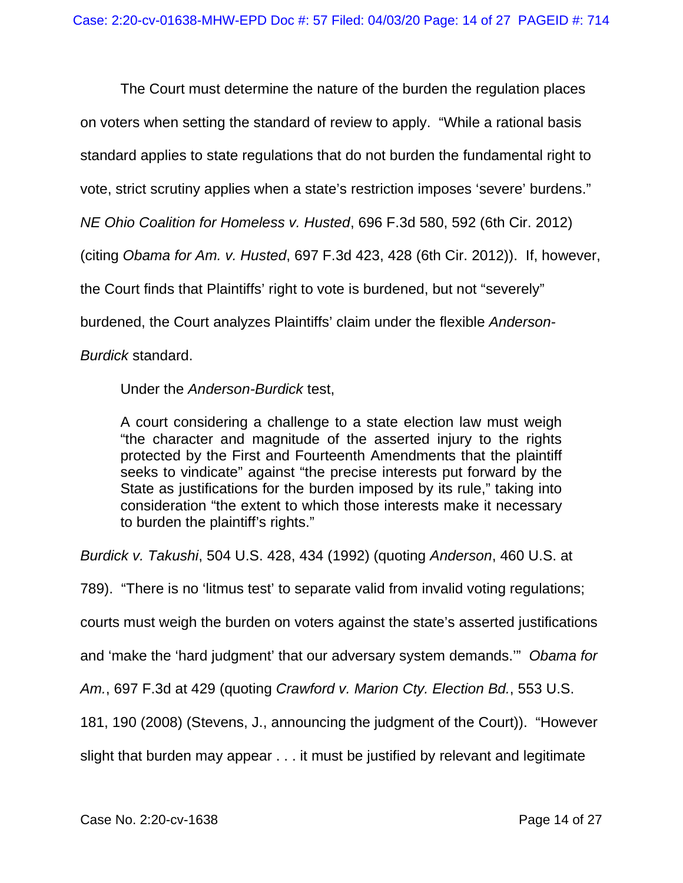The Court must determine the nature of the burden the regulation places on voters when setting the standard of review to apply. "While a rational basis standard applies to state regulations that do not burden the fundamental right to vote, strict scrutiny applies when a state's restriction imposes 'severe' burdens." *NE Ohio Coalition for Homeless v. Husted*, 696 F.3d 580, 592 (6th Cir. 2012) (citing *Obama for Am. v. Husted*, 697 F.3d 423, 428 (6th Cir. 2012)). If, however, the Court finds that Plaintiffs' right to vote is burdened, but not "severely" burdened, the Court analyzes Plaintiffs' claim under the flexible *Anderson-Burdick* standard.

Under the *Anderson-Burdick* test,

> A court considering a challenge to a state election law must weigh "the character and magnitude of the asserted injury to the rights protected by the First and Fourteenth Amendments that the plaintiff seeks to vindicate" against "the precise interests put forward by the State as justifications for the burden imposed by its rule," taking into consideration "the extent to which those interests make it necessary to burden the plaintiff's rights."

*Burdick v. Takushi*, 504 U.S. 428, 434 (1992) (quoting *Anderson*, 460 U.S. at 789). "There is no 'litmus test' to separate valid from invalid voting regulations; courts must weigh the burden on voters against the state's asserted justifications and 'make the 'hard judgment' that our adversary system demands.'" *Obama for Am.*, 697 F.3d at 429 (quoting *Crawford v. Marion Cty. Election Bd.*, 553 U.S. 181, 190 (2008) (Stevens, J., announcing the judgment of the Court)). "However slight that burden may appear . . . it must be justified by relevant and legitimate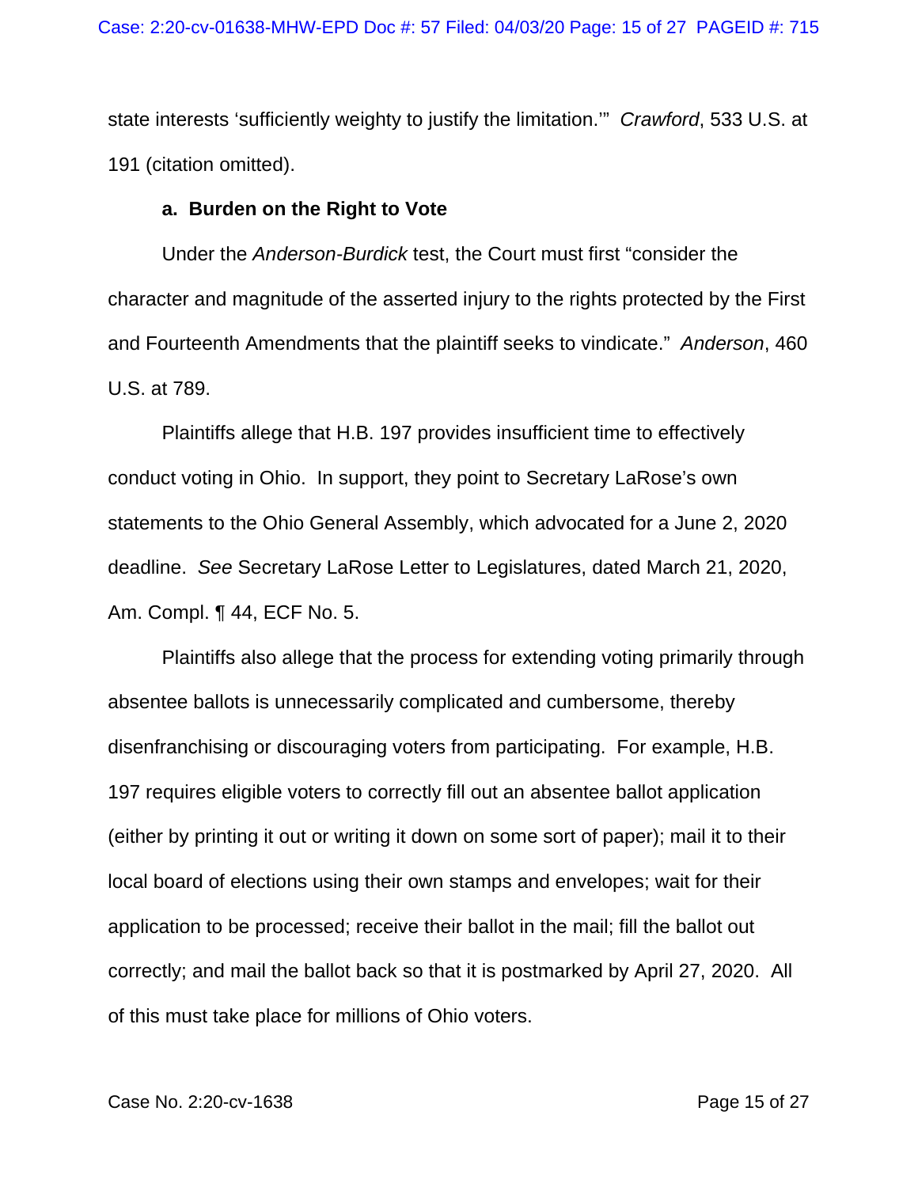state interests 'sufficiently weighty to justify the limitation.'" *Crawford*, 533 U.S. at 191 (citation omitted).

**a. Burden on the Right to Vote**

Under the *Anderson-Burdick* test, the Court must first "consider the character and magnitude of the asserted injury to the rights protected by the First and Fourteenth Amendments that the plaintiff seeks to vindicate." *Anderson*, 460 U.S. at 789.

Plaintiffs allege that H.B. 197 provides insufficient time to effectively conduct voting in Ohio. In support, they point to Secretary LaRose's own statements to the Ohio General Assembly, which advocated for a June 2, 2020 deadline. *See* Secretary LaRose Letter to Legislatures, dated March 21, 2020, Am. Compl. ¶ 44, ECF No. 5.

Plaintiffs also allege that the process for extending voting primarily through absentee ballots is unnecessarily complicated and cumbersome, thereby disenfranchising or discouraging voters from participating. For example, H.B. 197 requires eligible voters to correctly fill out an absentee ballot application (either by printing it out or writing it down on some sort of paper); mail it to their local board of elections using their own stamps and envelopes; wait for their application to be processed; receive their ballot in the mail; fill the ballot out correctly; and mail the ballot back so that it is postmarked by April 27, 2020. All of this must take place for millions of Ohio voters.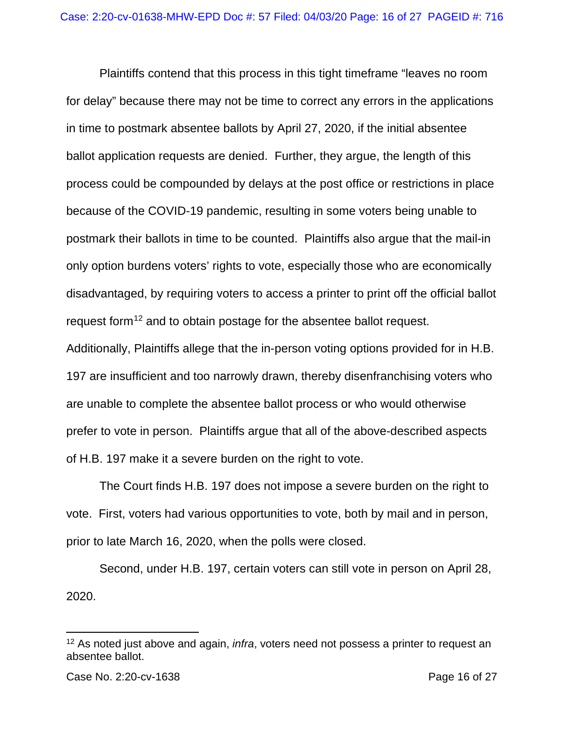Plaintiffs contend that this process in this tight timeframe "leaves no room for delay" because there may not be time to correct any errors in the applications in time to postmark absentee ballots by April 27, 2020, if the initial absentee ballot application requests are denied. Further, they argue, the length of this process could be compounded by delays at the post office or restrictions in place because of the COVID-19 pandemic, resulting in some voters being unable to postmark their ballots in time to be counted. Plaintiffs also argue that the mail-in only option burdens voters' rights to vote, especially those who are economically disadvantaged, by requiring voters to access a printer to print off the official ballot request form[12] and to obtain postage for the absentee ballot request. Additionally, Plaintiffs allege that the in-person voting options provided for in H.B. 197 are insufficient and too narrowly drawn, thereby disenfranchising voters who are unable to complete the absentee ballot process or who would otherwise prefer to vote in person. Plaintiffs argue that all of the above-described aspects of H.B. 197 make it a severe burden on the right to vote.

The Court finds H.B. 197 does not impose a severe burden on the right to vote. First, voters had various opportunities to vote, both by mail and in person, prior to late March 16, 2020, when the polls were closed.

Second, under H.B. 197, certain voters can still vote in person on April 28, 2020.

---

[12] As noted just above and again, *infra*, voters need not possess a printer to request an absentee ballot.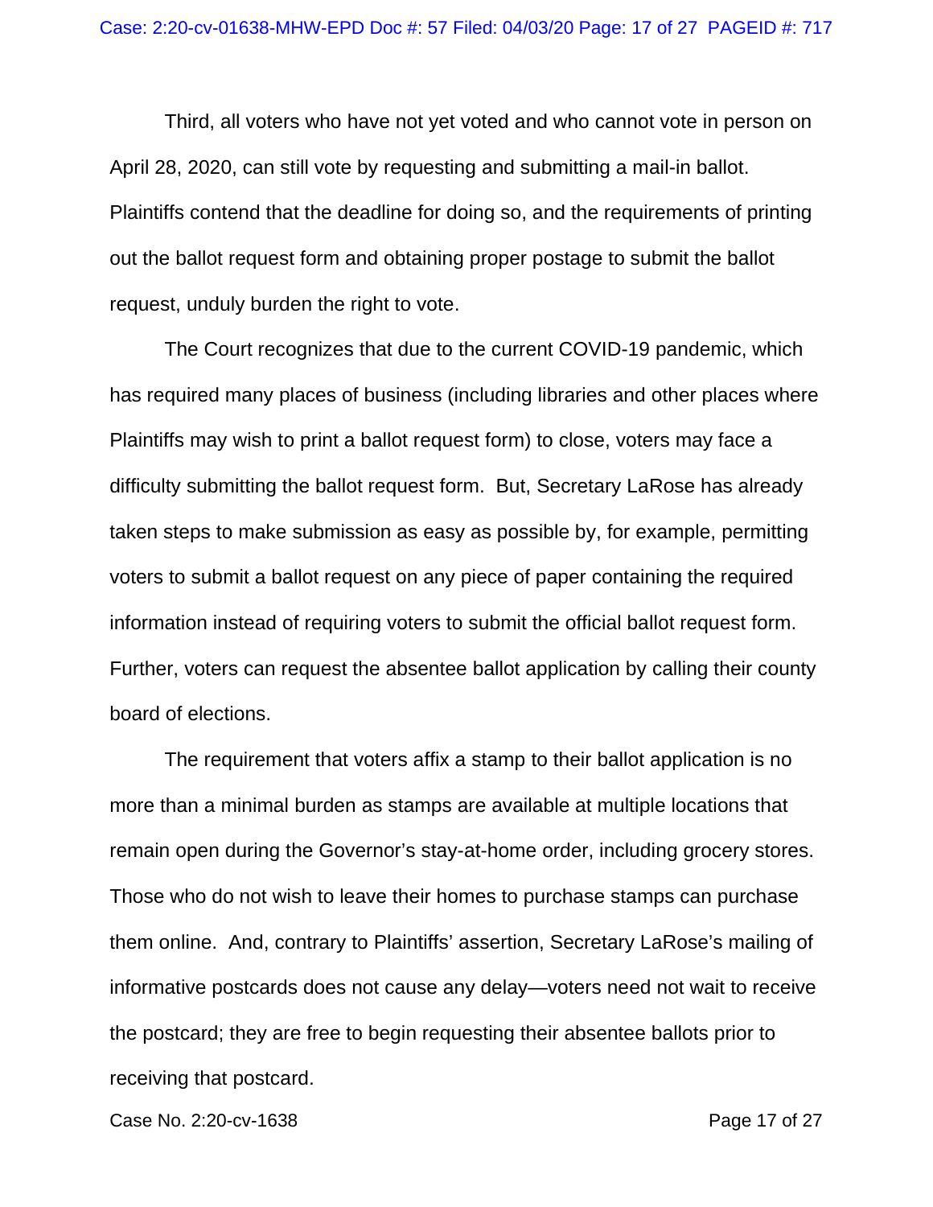Third, all voters who have not yet voted and who cannot vote in person on April 28, 2020, can still vote by requesting and submitting a mail-in ballot. Plaintiffs contend that the deadline for doing so, and the requirements of printing out the ballot request form and obtaining proper postage to submit the ballot request, unduly burden the right to vote.

The Court recognizes that due to the current COVID-19 pandemic, which has required many places of business (including libraries and other places where Plaintiffs may wish to print a ballot request form) to close, voters may face a difficulty submitting the ballot request form. But, Secretary LaRose has already taken steps to make submission as easy as possible by, for example, permitting voters to submit a ballot request on any piece of paper containing the required information instead of requiring voters to submit the official ballot request form. Further, voters can request the absentee ballot application by calling their county board of elections.

The requirement that voters affix a stamp to their ballot application is no more than a minimal burden as stamps are available at multiple locations that remain open during the Governor's stay-at-home order, including grocery stores. Those who do not wish to leave their homes to purchase stamps can purchase them online. And, contrary to Plaintiffs' assertion, Secretary LaRose's mailing of informative postcards does not cause any delay—voters need not wait to receive the postcard; they are free to begin requesting their absentee ballots prior to receiving that postcard.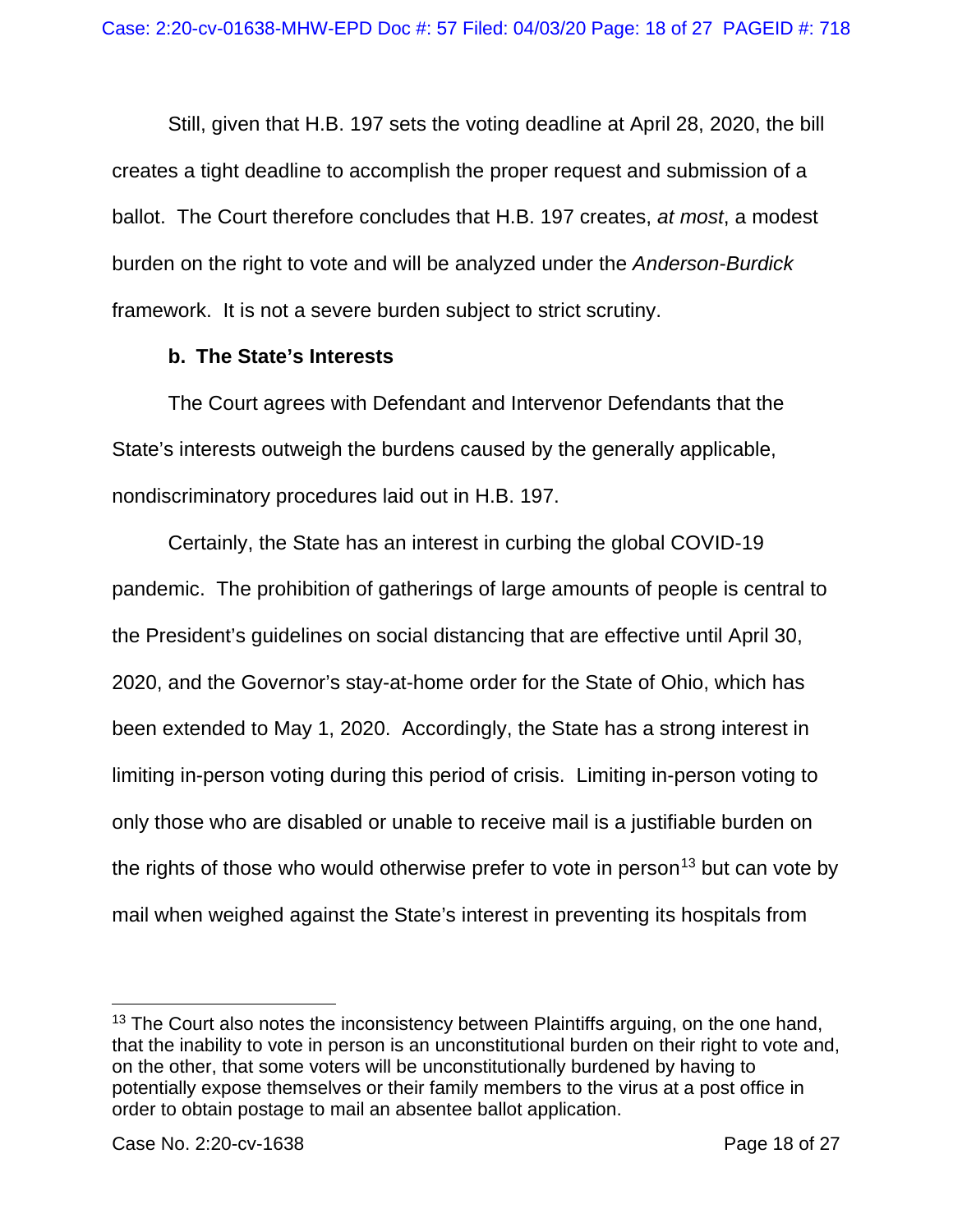Still, given that H.B. 197 sets the voting deadline at April 28, 2020, the bill creates a tight deadline to accomplish the proper request and submission of a ballot. The Court therefore concludes that H.B. 197 creates, *at most*, a modest burden on the right to vote and will be analyzed under the *Anderson-Burdick* framework. It is not a severe burden subject to strict scrutiny.

**b. The State's Interests**

The Court agrees with Defendant and Intervenor Defendants that the State's interests outweigh the burdens caused by the generally applicable, nondiscriminatory procedures laid out in H.B. 197.

Certainly, the State has an interest in curbing the global COVID-19 pandemic. The prohibition of gatherings of large amounts of people is central to the President's guidelines on social distancing that are effective until April 30, 2020, and the Governor's stay-at-home order for the State of Ohio, which has been extended to May 1, 2020. Accordingly, the State has a strong interest in limiting in-person voting during this period of crisis. Limiting in-person voting to only those who are disabled or unable to receive mail is a justifiable burden on the rights of those who would otherwise prefer to vote in person[13] but can vote by mail when weighed against the State's interest in preventing its hospitals from

[13] The Court also notes the inconsistency between Plaintiffs arguing, on the one hand, that the inability to vote in person is an unconstitutional burden on their right to vote and, on the other, that some voters will be unconstitutionally burdened by having to potentially expose themselves or their family members to the virus at a post office in order to obtain postage to mail an absentee ballot application.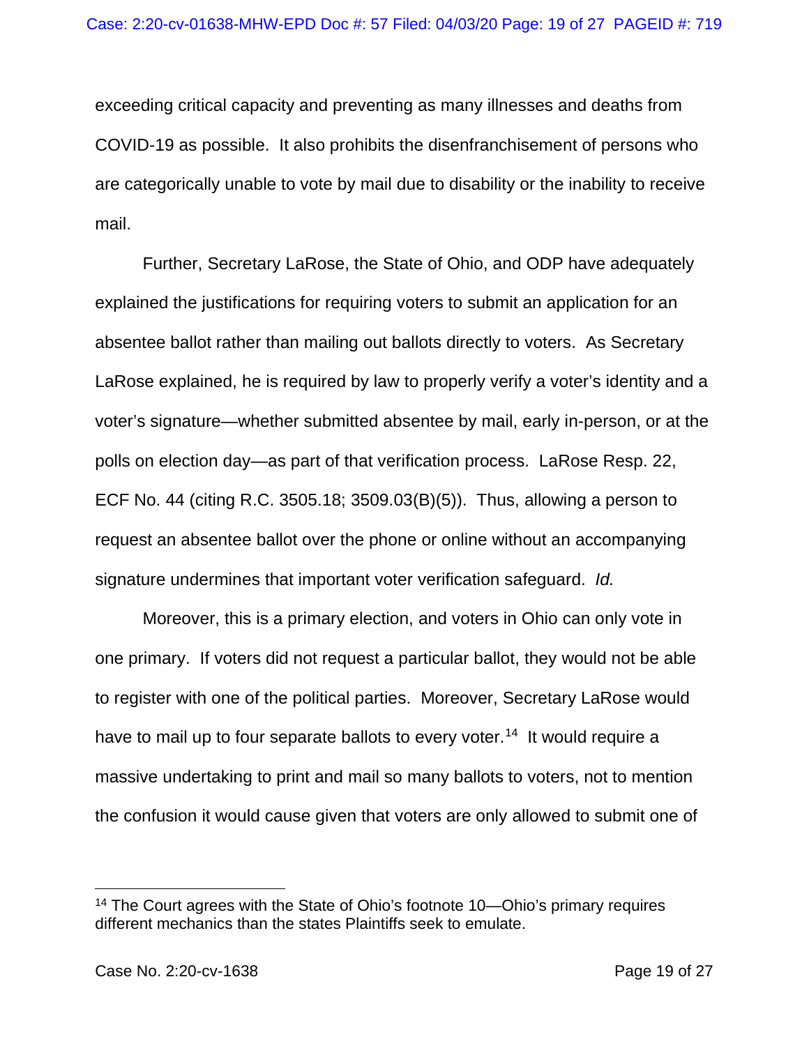exceeding critical capacity and preventing as many illnesses and deaths from COVID-19 as possible. It also prohibits the disenfranchisement of persons who are categorically unable to vote by mail due to disability or the inability to receive mail.

Further, Secretary LaRose, the State of Ohio, and ODP have adequately explained the justifications for requiring voters to submit an application for an absentee ballot rather than mailing out ballots directly to voters. As Secretary LaRose explained, he is required by law to properly verify a voter's identity and a voter's signature—whether submitted absentee by mail, early in-person, or at the polls on election day—as part of that verification process. LaRose Resp. 22, ECF No. 44 (citing R.C. 3505.18; 3509.03(B)(5)). Thus, allowing a person to request an absentee ballot over the phone or online without an accompanying signature undermines that important voter verification safeguard. *Id.*

Moreover, this is a primary election, and voters in Ohio can only vote in one primary. If voters did not request a particular ballot, they would not be able to register with one of the political parties. Moreover, Secretary LaRose would have to mail up to four separate ballots to every voter.[14] It would require a massive undertaking to print and mail so many ballots to voters, not to mention the confusion it would cause given that voters are only allowed to submit one of

---

[14] The Court agrees with the State of Ohio's footnote 10—Ohio's primary requires different mechanics than the states Plaintiffs seek to emulate.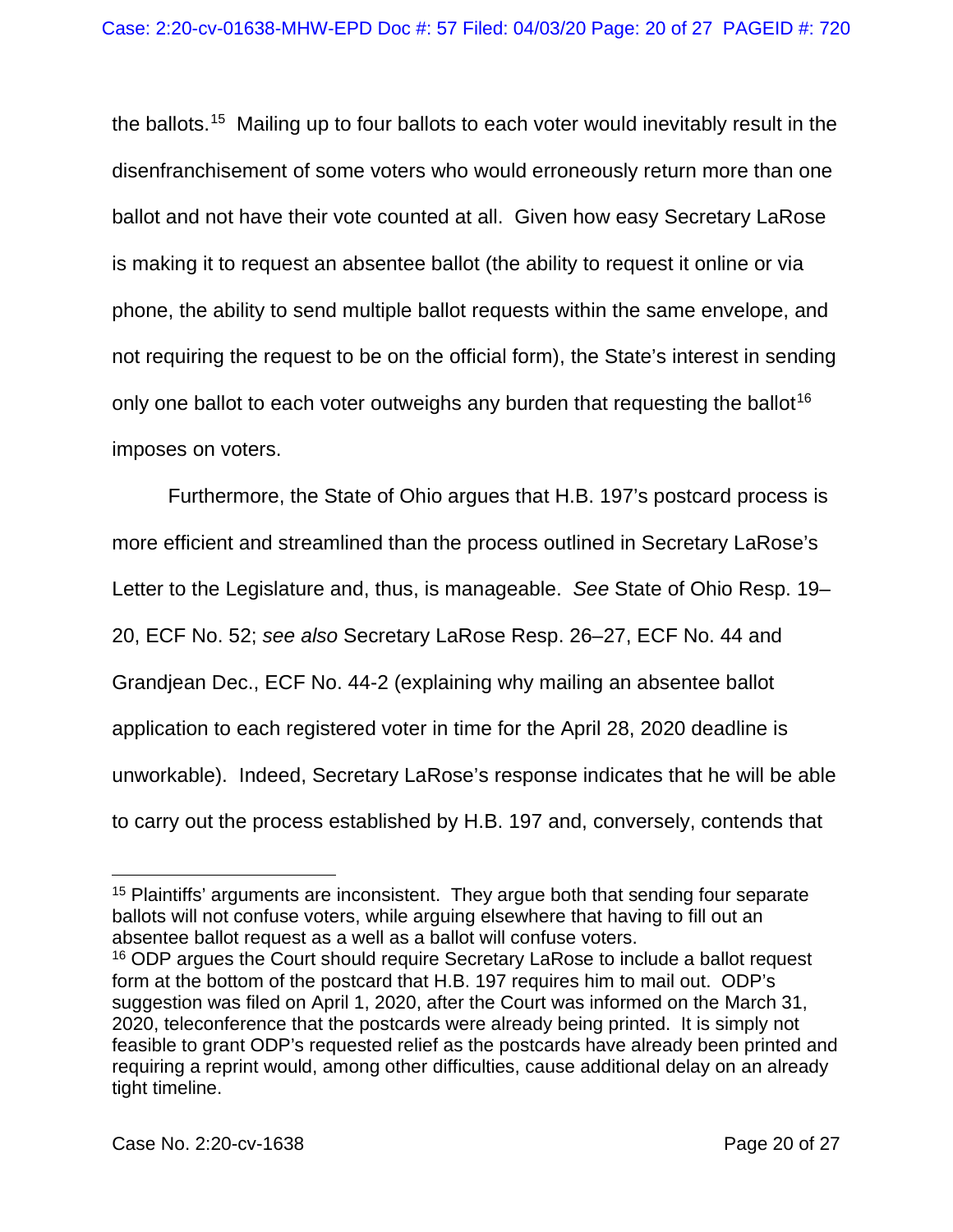the ballots.[15] Mailing up to four ballots to each voter would inevitably result in the disenfranchisement of some voters who would erroneously return more than one ballot and not have their vote counted at all. Given how easy Secretary LaRose is making it to request an absentee ballot (the ability to request it online or via phone, the ability to send multiple ballot requests within the same envelope, and not requiring the request to be on the official form), the State's interest in sending only one ballot to each voter outweighs any burden that requesting the ballot[16] imposes on voters.

Furthermore, the State of Ohio argues that H.B. 197's postcard process is more efficient and streamlined than the process outlined in Secretary LaRose's Letter to the Legislature and, thus, is manageable. *See* State of Ohio Resp. 19–20, ECF No. 52; *see also* Secretary LaRose Resp. 26–27, ECF No. 44 and Grandjean Dec., ECF No. 44-2 (explaining why mailing an absentee ballot application to each registered voter in time for the April 28, 2020 deadline is unworkable). Indeed, Secretary LaRose's response indicates that he will be able to carry out the process established by H.B. 197 and, conversely, contends that

---

[15] Plaintiffs' arguments are inconsistent. They argue both that sending four separate ballots will not confuse voters, while arguing elsewhere that having to fill out an absentee ballot request as a well as a ballot will confuse voters.

[16] ODP argues the Court should require Secretary LaRose to include a ballot request form at the bottom of the postcard that H.B. 197 requires him to mail out. ODP's suggestion was filed on April 1, 2020, after the Court was informed on the March 31, 2020, teleconference that the postcards were already being printed. It is simply not feasible to grant ODP's requested relief as the postcards have already been printed and requiring a reprint would, among other difficulties, cause additional delay on an already tight timeline.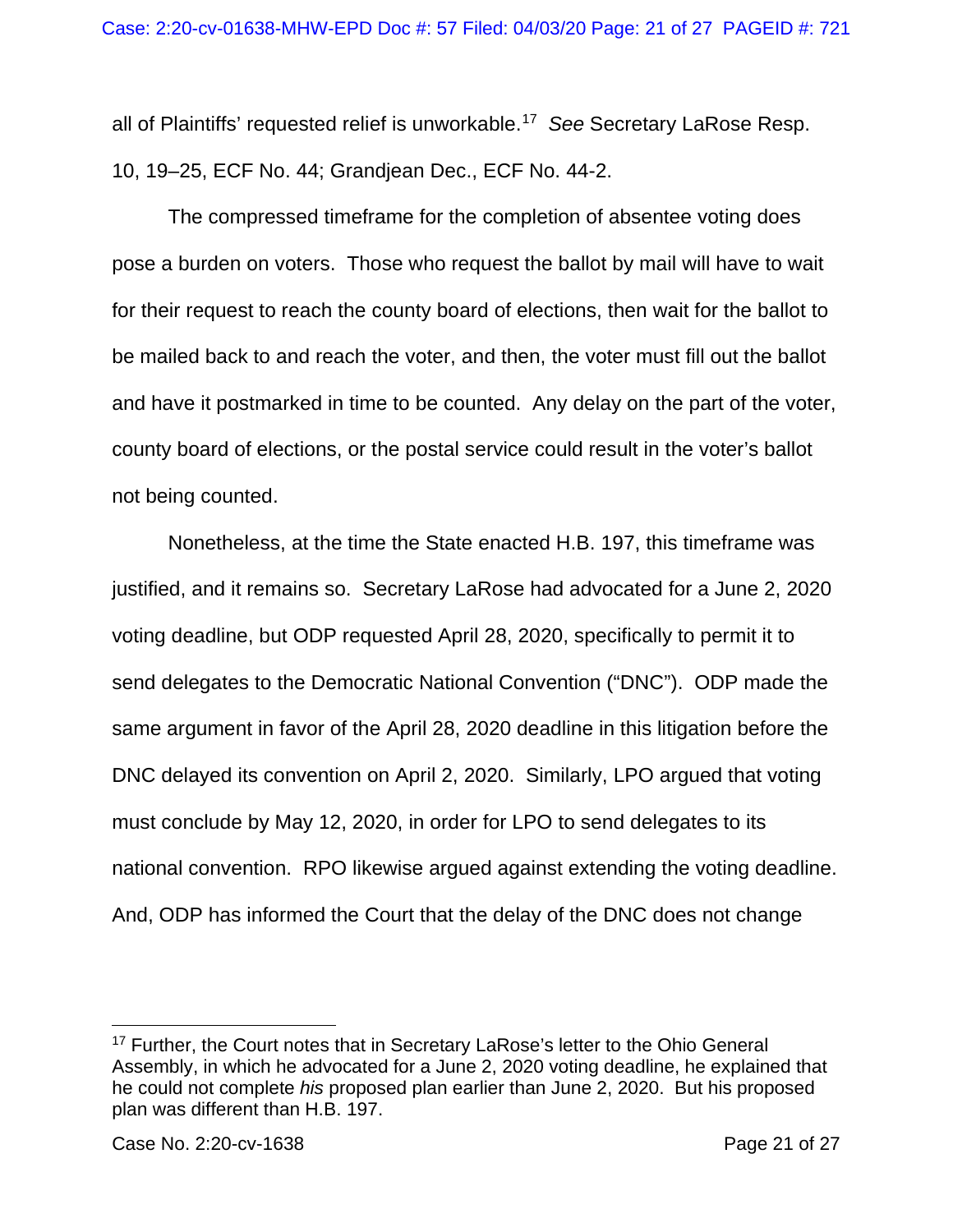all of Plaintiffs' requested relief is unworkable.[17] *See* Secretary LaRose Resp. 10, 19–25, ECF No. 44; Grandjean Dec., ECF No. 44-2.

The compressed timeframe for the completion of absentee voting does pose a burden on voters. Those who request the ballot by mail will have to wait for their request to reach the county board of elections, then wait for the ballot to be mailed back to and reach the voter, and then, the voter must fill out the ballot and have it postmarked in time to be counted. Any delay on the part of the voter, county board of elections, or the postal service could result in the voter's ballot not being counted.

Nonetheless, at the time the State enacted H.B. 197, this timeframe was justified, and it remains so. Secretary LaRose had advocated for a June 2, 2020 voting deadline, but ODP requested April 28, 2020, specifically to permit it to send delegates to the Democratic National Convention ("DNC"). ODP made the same argument in favor of the April 28, 2020 deadline in this litigation before the DNC delayed its convention on April 2, 2020. Similarly, LPO argued that voting must conclude by May 12, 2020, in order for LPO to send delegates to its national convention. RPO likewise argued against extending the voting deadline. And, ODP has informed the Court that the delay of the DNC does not change

[17] Further, the Court notes that in Secretary LaRose's letter to the Ohio General Assembly, in which he advocated for a June 2, 2020 voting deadline, he explained that he could not complete *his* proposed plan earlier than June 2, 2020. But his proposed plan was different than H.B. 197.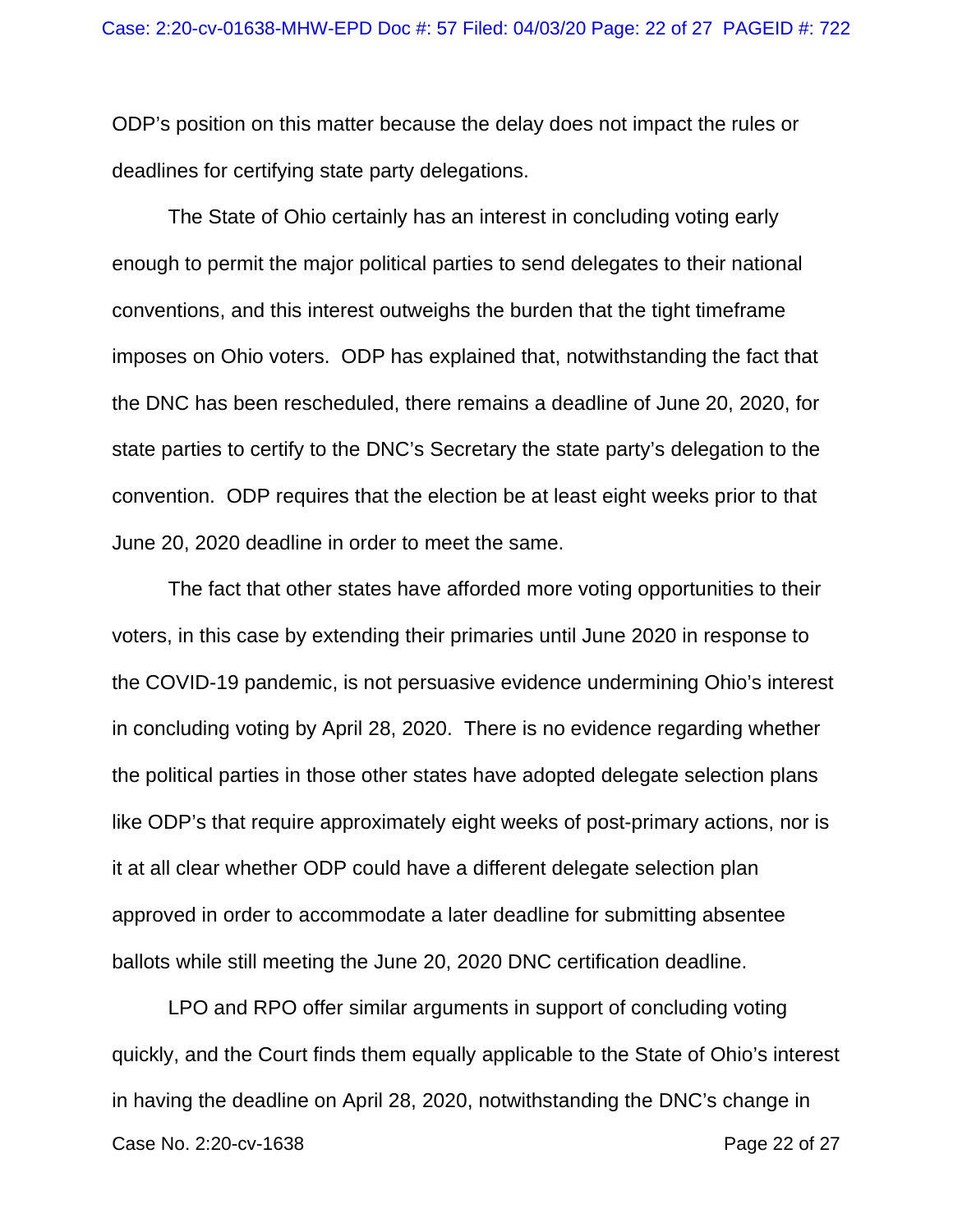ODP's position on this matter because the delay does not impact the rules or deadlines for certifying state party delegations.

The State of Ohio certainly has an interest in concluding voting early enough to permit the major political parties to send delegates to their national conventions, and this interest outweighs the burden that the tight timeframe imposes on Ohio voters. ODP has explained that, notwithstanding the fact that the DNC has been rescheduled, there remains a deadline of June 20, 2020, for state parties to certify to the DNC's Secretary the state party's delegation to the convention. ODP requires that the election be at least eight weeks prior to that June 20, 2020 deadline in order to meet the same.

The fact that other states have afforded more voting opportunities to their voters, in this case by extending their primaries until June 2020 in response to the COVID-19 pandemic, is not persuasive evidence undermining Ohio's interest in concluding voting by April 28, 2020. There is no evidence regarding whether the political parties in those other states have adopted delegate selection plans like ODP's that require approximately eight weeks of post-primary actions, nor is it at all clear whether ODP could have a different delegate selection plan approved in order to accommodate a later deadline for submitting absentee ballots while still meeting the June 20, 2020 DNC certification deadline.

LPO and RPO offer similar arguments in support of concluding voting quickly, and the Court finds them equally applicable to the State of Ohio's interest in having the deadline on April 28, 2020, notwithstanding the DNC's change in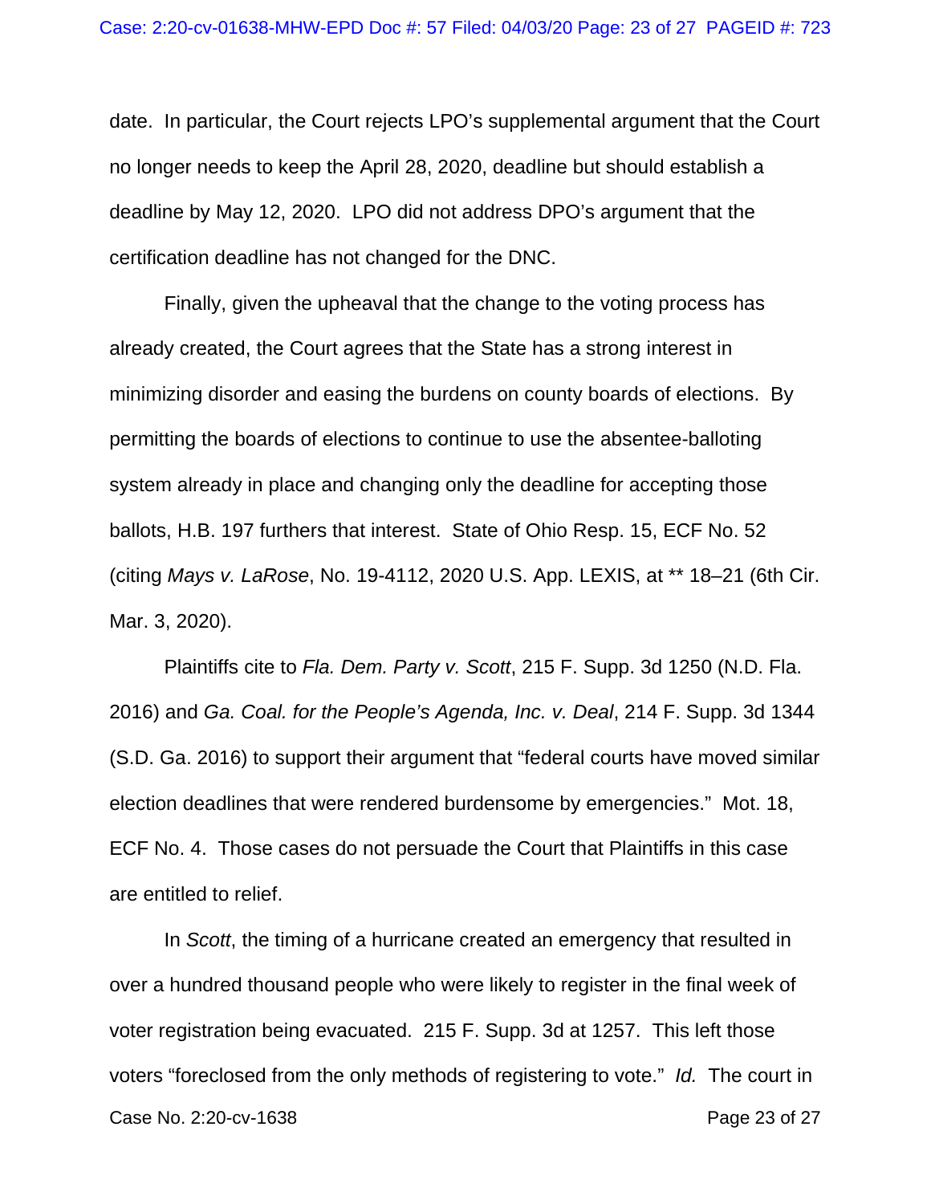date. In particular, the Court rejects LPO's supplemental argument that the Court no longer needs to keep the April 28, 2020, deadline but should establish a deadline by May 12, 2020. LPO did not address DPO's argument that the certification deadline has not changed for the DNC.

Finally, given the upheaval that the change to the voting process has already created, the Court agrees that the State has a strong interest in minimizing disorder and easing the burdens on county boards of elections. By permitting the boards of elections to continue to use the absentee-balloting system already in place and changing only the deadline for accepting those ballots, H.B. 197 furthers that interest. State of Ohio Resp. 15, ECF No. 52 (citing *Mays v. LaRose*, No. 19-4112, 2020 U.S. App. LEXIS, at ** 18–21 (6th Cir. Mar. 3, 2020).

Plaintiffs cite to *Fla. Dem. Party v. Scott*, 215 F. Supp. 3d 1250 (N.D. Fla. 2016) and *Ga. Coal. for the People's Agenda, Inc. v. Deal*, 214 F. Supp. 3d 1344 (S.D. Ga. 2016) to support their argument that "federal courts have moved similar election deadlines that were rendered burdensome by emergencies." Mot. 18, ECF No. 4. Those cases do not persuade the Court that Plaintiffs in this case are entitled to relief.

In *Scott*, the timing of a hurricane created an emergency that resulted in over a hundred thousand people who were likely to register in the final week of voter registration being evacuated. 215 F. Supp. 3d at 1257. This left those voters "foreclosed from the only methods of registering to vote." *Id.* The court in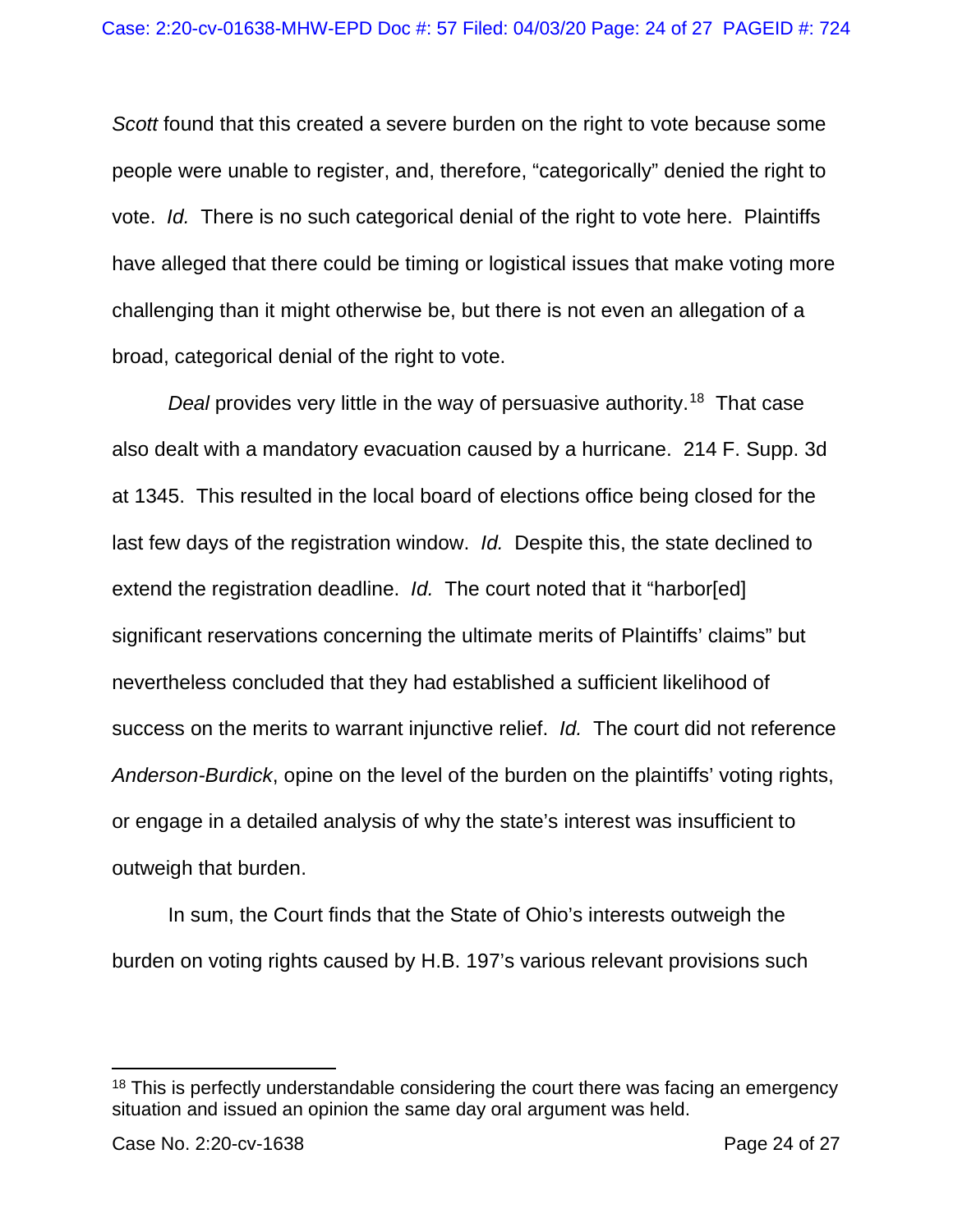*Scott* found that this created a severe burden on the right to vote because some people were unable to register, and, therefore, "categorically" denied the right to vote. *Id.* There is no such categorical denial of the right to vote here. Plaintiffs have alleged that there could be timing or logistical issues that make voting more challenging than it might otherwise be, but there is not even an allegation of a broad, categorical denial of the right to vote.

*Deal* provides very little in the way of persuasive authority.[18] That case also dealt with a mandatory evacuation caused by a hurricane. 214 F. Supp. 3d at 1345. This resulted in the local board of elections office being closed for the last few days of the registration window. *Id.* Despite this, the state declined to extend the registration deadline. *Id.* The court noted that it "harbor[ed] significant reservations concerning the ultimate merits of Plaintiffs' claims" but nevertheless concluded that they had established a sufficient likelihood of success on the merits to warrant injunctive relief. *Id.* The court did not reference *Anderson-Burdick*, opine on the level of the burden on the plaintiffs' voting rights, or engage in a detailed analysis of why the state's interest was insufficient to outweigh that burden.

In sum, the Court finds that the State of Ohio's interests outweigh the burden on voting rights caused by H.B. 197's various relevant provisions such

[18] This is perfectly understandable considering the court there was facing an emergency situation and issued an opinion the same day oral argument was held.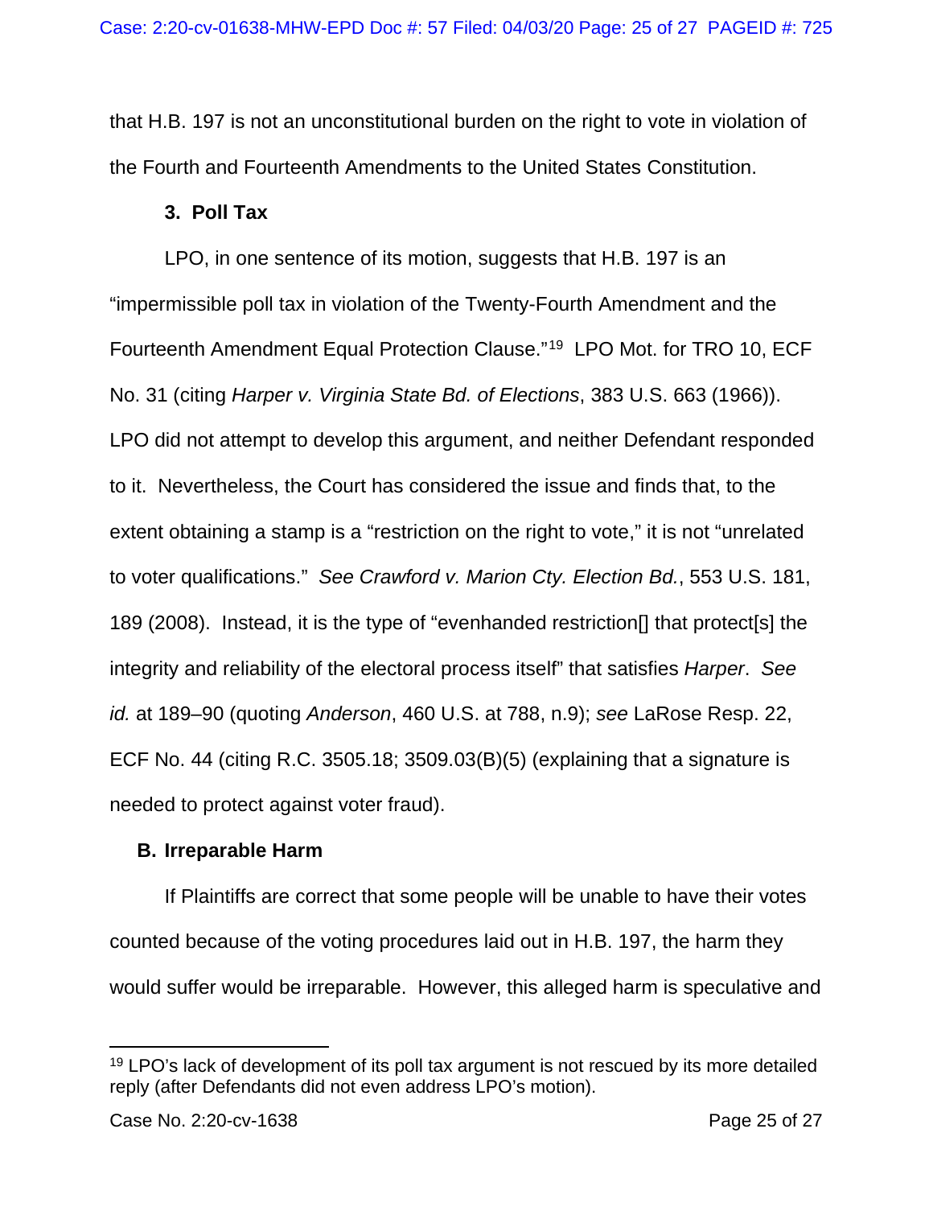that H.B. 197 is not an unconstitutional burden on the right to vote in violation of the Fourth and Fourteenth Amendments to the United States Constitution.

### 3. Poll Tax

LPO, in one sentence of its motion, suggests that H.B. 197 is an "impermissible poll tax in violation of the Twenty-Fourth Amendment and the Fourteenth Amendment Equal Protection Clause."[19] LPO Mot. for TRO 10, ECF No. 31 (citing *Harper v. Virginia State Bd. of Elections*, 383 U.S. 663 (1966)). LPO did not attempt to develop this argument, and neither Defendant responded to it. Nevertheless, the Court has considered the issue and finds that, to the extent obtaining a stamp is a "restriction on the right to vote," it is not "unrelated to voter qualifications." *See Crawford v. Marion Cty. Election Bd.*, 553 U.S. 181, 189 (2008). Instead, it is the type of "evenhanded restriction[] that protect[s] the integrity and reliability of the electoral process itself" that satisfies *Harper*. *See id.* at 189–90 (quoting *Anderson*, 460 U.S. at 788, n.9); *see* LaRose Resp. 22, ECF No. 44 (citing R.C. 3505.18; 3509.03(B)(5) (explaining that a signature is needed to protect against voter fraud).

## B. Irreparable Harm

If Plaintiffs are correct that some people will be unable to have their votes counted because of the voting procedures laid out in H.B. 197, the harm they would suffer would be irreparable. However, this alleged harm is speculative and

---

[19] LPO's lack of development of its poll tax argument is not rescued by its more detailed reply (after Defendants did not even address LPO's motion).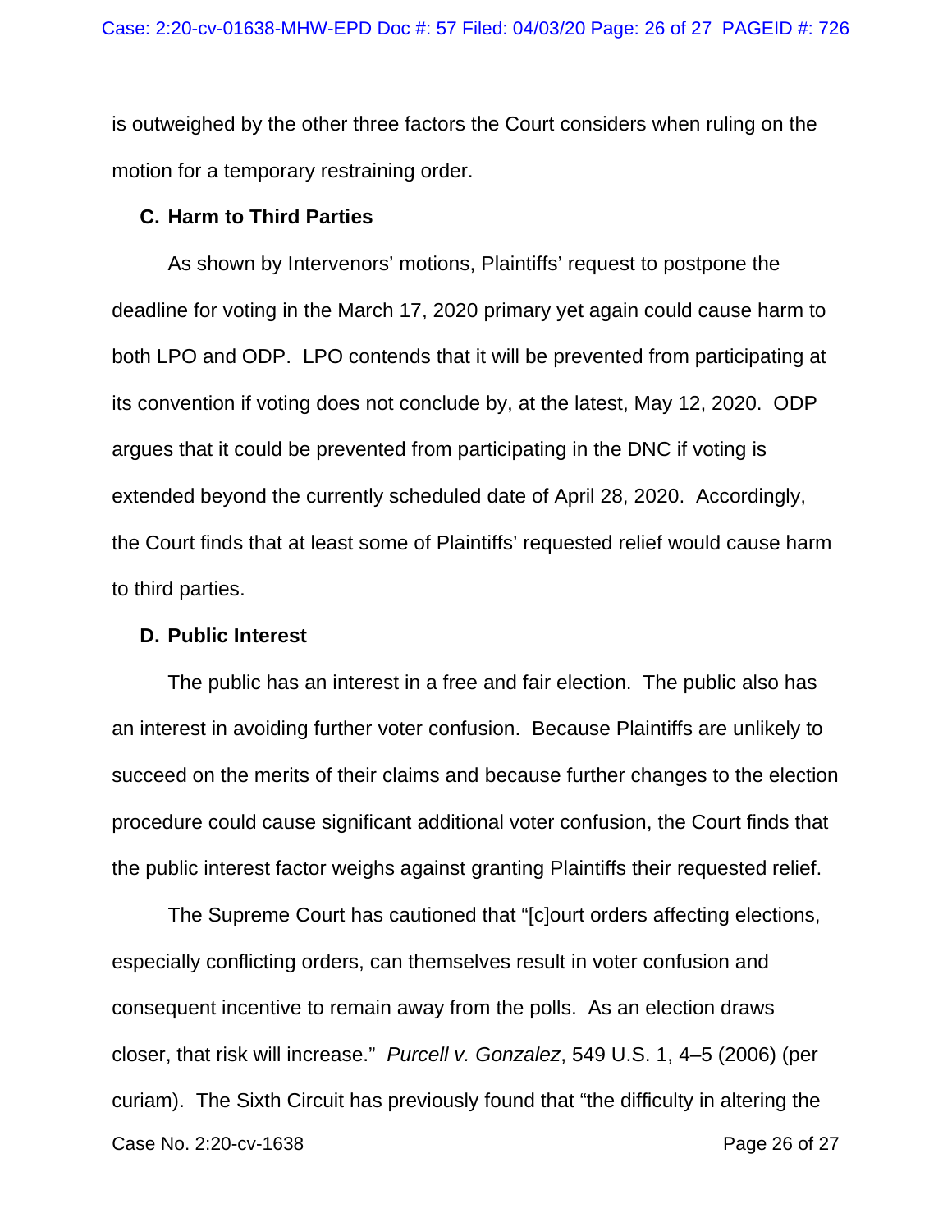is outweighed by the other three factors the Court considers when ruling on the motion for a temporary restraining order.

### C. Harm to Third Parties

As shown by Intervenors' motions, Plaintiffs' request to postpone the deadline for voting in the March 17, 2020 primary yet again could cause harm to both LPO and ODP. LPO contends that it will be prevented from participating at its convention if voting does not conclude by, at the latest, May 12, 2020. ODP argues that it could be prevented from participating in the DNC if voting is extended beyond the currently scheduled date of April 28, 2020. Accordingly, the Court finds that at least some of Plaintiffs' requested relief would cause harm to third parties.

### D. Public Interest

The public has an interest in a free and fair election. The public also has an interest in avoiding further voter confusion. Because Plaintiffs are unlikely to succeed on the merits of their claims and because further changes to the election procedure could cause significant additional voter confusion, the Court finds that the public interest factor weighs against granting Plaintiffs their requested relief.

The Supreme Court has cautioned that "[c]ourt orders affecting elections, especially conflicting orders, can themselves result in voter confusion and consequent incentive to remain away from the polls. As an election draws closer, that risk will increase." *Purcell v. Gonzalez*, 549 U.S. 1, 4–5 (2006) (per curiam). The Sixth Circuit has previously found that "the difficulty in altering the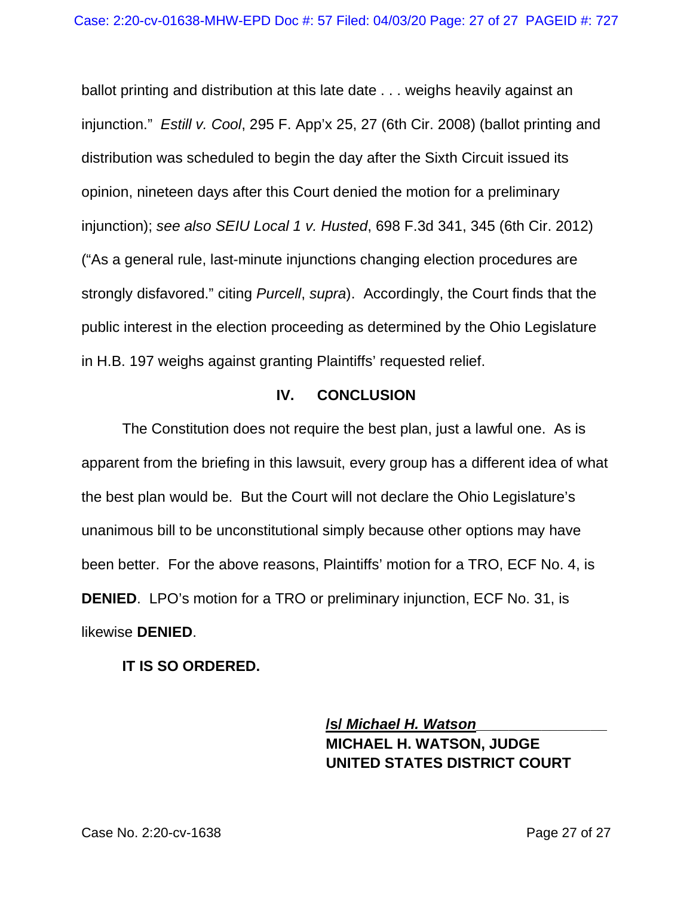ballot printing and distribution at this late date . . . weighs heavily against an injunction." *Estill v. Cool*, 295 F. App'x 25, 27 (6th Cir. 2008) (ballot printing and distribution was scheduled to begin the day after the Sixth Circuit issued its opinion, nineteen days after this Court denied the motion for a preliminary injunction); *see also SEIU Local 1 v. Husted*, 698 F.3d 341, 345 (6th Cir. 2012) ("As a general rule, last-minute injunctions changing election procedures are strongly disfavored." citing *Purcell*, *supra*). Accordingly, the Court finds that the public interest in the election proceeding as determined by the Ohio Legislature in H.B. 197 weighs against granting Plaintiffs' requested relief.

## IV. CONCLUSION

The Constitution does not require the best plan, just a lawful one. As is apparent from the briefing in this lawsuit, every group has a different idea of what the best plan would be. But the Court will not declare the Ohio Legislature's unanimous bill to be unconstitutional simply because other options may have been better. For the above reasons, Plaintiffs' motion for a TRO, ECF No. 4, is **DENIED**. LPO's motion for a TRO or preliminary injunction, ECF No. 31, is likewise **DENIED**.

**IT IS SO ORDERED.**

***/s/ Michael H. Watson***
**MICHAEL H. WATSON, JUDGE**
**UNITED STATES DISTRICT COURT**

Case No. 2:20-cv-1638